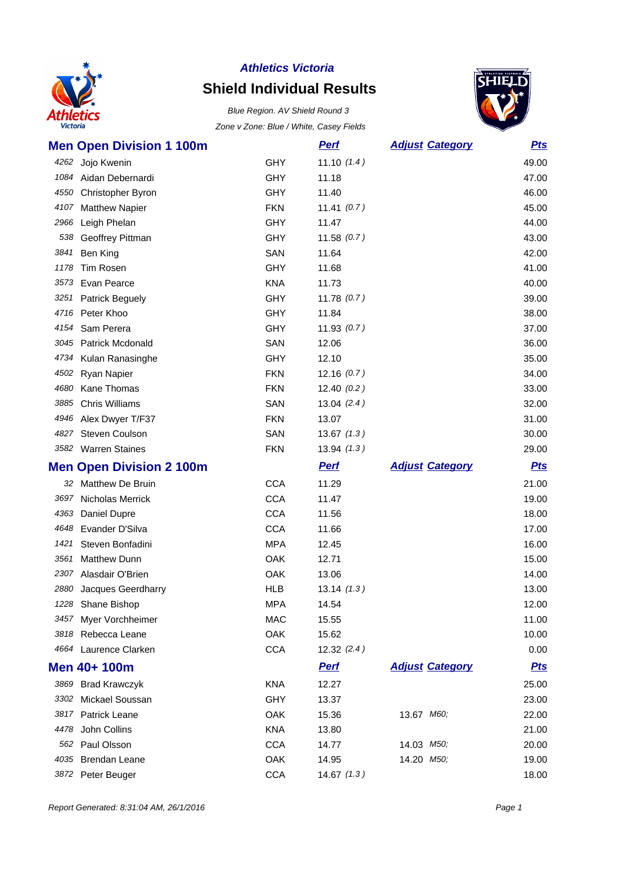*Athletics Victoria*

# Shield Individual Results

*Blue Region. AV Shield Round 3*

*Zone v Zone: Blue / White, Casey Fields*

## Men Open Division 1 100m

| | | | Perf | Adjust | Category | Pts |
|---|---|---|---|---|---|---|
| 4262 | Jojo Kwenin | GHY | 11.10 *(1.4)* | | | 49.00 |
| 1084 | Aidan Debernardi | GHY | 11.18 | | | 47.00 |
| 4550 | Christopher Byron | GHY | 11.40 | | | 46.00 |
| 4107 | Matthew Napier | FKN | 11.41 *(0.7)* | | | 45.00 |
| 2966 | Leigh Phelan | GHY | 11.47 | | | 44.00 |
| 538 | Geoffrey Pittman | GHY | 11.58 *(0.7)* | | | 43.00 |
| 3841 | Ben King | SAN | 11.64 | | | 42.00 |
| 1178 | Tim Rosen | GHY | 11.68 | | | 41.00 |
| 3573 | Evan Pearce | KNA | 11.73 | | | 40.00 |
| 3251 | Patrick Beguely | GHY | 11.78 *(0.7)* | | | 39.00 |
| 4716 | Peter Khoo | GHY | 11.84 | | | 38.00 |
| 4154 | Sam Perera | GHY | 11.93 *(0.7)* | | | 37.00 |
| 3045 | Patrick Mcdonald | SAN | 12.06 | | | 36.00 |
| 4734 | Kulan Ranasinghe | GHY | 12.10 | | | 35.00 |
| 4502 | Ryan Napier | FKN | 12.16 *(0.7)* | | | 34.00 |
| 4680 | Kane Thomas | FKN | 12.40 *(0.2)* | | | 33.00 |
| 3885 | Chris Williams | SAN | 13.04 *(2.4)* | | | 32.00 |
| 4946 | Alex Dwyer T/F37 | FKN | 13.07 | | | 31.00 |
| 4827 | Steven Coulson | SAN | 13.67 *(1.3)* | | | 30.00 |
| 3582 | Warren Staines | FKN | 13.94 *(1.3)* | | | 29.00 |

## Men Open Division 2 100m

| | | | Perf | Adjust | Category | Pts |
|---|---|---|---|---|---|---|
| 32 | Matthew De Bruin | CCA | 11.29 | | | 21.00 |
| 3697 | Nicholas Merrick | CCA | 11.47 | | | 19.00 |
| 4363 | Daniel Dupre | CCA | 11.56 | | | 18.00 |
| 4648 | Evander D'Silva | CCA | 11.66 | | | 17.00 |
| 1421 | Steven Bonfadini | MPA | 12.45 | | | 16.00 |
| 3561 | Matthew Dunn | OAK | 12.71 | | | 15.00 |
| 2307 | Alasdair O'Brien | OAK | 13.06 | | | 14.00 |
| 2880 | Jacques Geerdharry | HLB | 13.14 *(1.3)* | | | 13.00 |
| 1228 | Shane Bishop | MPA | 14.54 | | | 12.00 |
| 3457 | Myer Vorchheimer | MAC | 15.55 | | | 11.00 |
| 3818 | Rebecca Leane | OAK | 15.62 | | | 10.00 |
| 4664 | Laurence Clarken | CCA | 12.32 *(2.4)* | | | 0.00 |

## Men 40+ 100m

| | | | Perf | Adjust | Category | Pts |
|---|---|---|---|---|---|---|
| 3869 | Brad Krawczyk | KNA | 12.27 | | | 25.00 |
| 3302 | Mickael Soussan | GHY | 13.37 | | | 23.00 |
| 3817 | Patrick Leane | OAK | 15.36 | 13.67 | *M60;* | 22.00 |
| 4478 | John Collins | KNA | 13.80 | | | 21.00 |
| 562 | Paul Olsson | CCA | 14.77 | 14.03 | *M50;* | 20.00 |
| 4035 | Brendan Leane | OAK | 14.95 | 14.20 | *M50;* | 19.00 |
| 3872 | Peter Beuger | CCA | 14.67 *(1.3)* | | | 18.00 |

*Report Generated: 8:31:04 AM, 26/1/2016*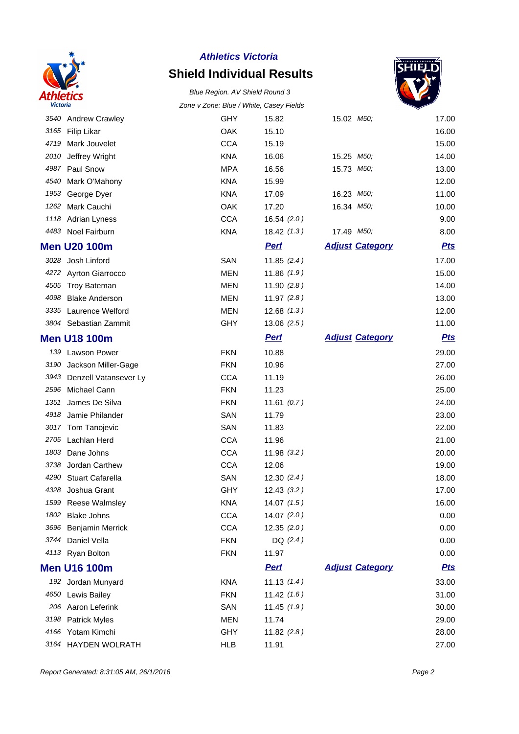*Athletics Victoria*

# Shield Individual Results

*Blue Region. AV Shield Round 3*

*Zone v Zone: Blue / White, Casey Fields*

| | Name | Club | Perf | Adjust | Category | Pts |
|---|---|---|---|---|---|---|
| 3540 | Andrew Crawley | GHY | 15.82 | 15.02 | M50; | 17.00 |
| 3165 | Filip Likar | OAK | 15.10 | | | 16.00 |
| 4719 | Mark Jouvelet | CCA | 15.19 | | | 15.00 |
| 2010 | Jeffrey Wright | KNA | 16.06 | 15.25 | M50; | 14.00 |
| 4987 | Paul Snow | MPA | 16.56 | 15.73 | M50; | 13.00 |
| 4540 | Mark O'Mahony | KNA | 15.99 | | | 12.00 |
| 1953 | George Dyer | KNA | 17.09 | 16.23 | M50; | 11.00 |
| 1262 | Mark Cauchi | OAK | 17.20 | 16.34 | M50; | 10.00 |
| 1118 | Adrian Lyness | CCA | 16.54 *(2.0)* | | | 9.00 |
| 4483 | Noel Fairburn | KNA | 18.42 *(1.3)* | 17.49 | M50; | 8.00 |

## Men U20 100m

| | Name | Club | Perf | Adjust | Category | Pts |
|---|---|---|---|---|---|---|
| 3028 | Josh Linford | SAN | 11.85 *(2.4)* | | | 17.00 |
| 4272 | Ayrton Giarrocco | MEN | 11.86 *(1.9)* | | | 15.00 |
| 4505 | Troy Bateman | MEN | 11.90 *(2.8)* | | | 14.00 |
| 4098 | Blake Anderson | MEN | 11.97 *(2.8)* | | | 13.00 |
| 3335 | Laurence Welford | MEN | 12.68 *(1.3)* | | | 12.00 |
| 3804 | Sebastian Zammit | GHY | 13.06 *(2.5)* | | | 11.00 |

## Men U18 100m

| | Name | Club | Perf | Adjust | Category | Pts |
|---|---|---|---|---|---|---|
| 139 | Lawson Power | FKN | 10.88 | | | 29.00 |
| 3190 | Jackson Miller-Gage | FKN | 10.96 | | | 27.00 |
| 3943 | Denzell Vatansever Ly | CCA | 11.19 | | | 26.00 |
| 2596 | Michael Cann | FKN | 11.23 | | | 25.00 |
| 1351 | James De Silva | FKN | 11.61 *(0.7)* | | | 24.00 |
| 4918 | Jamie Philander | SAN | 11.79 | | | 23.00 |
| 3017 | Tom Tanojevic | SAN | 11.83 | | | 22.00 |
| 2705 | Lachlan Herd | CCA | 11.96 | | | 21.00 |
| 1803 | Dane Johns | CCA | 11.98 *(3.2)* | | | 20.00 |
| 3738 | Jordan Carthew | CCA | 12.06 | | | 19.00 |
| 4290 | Stuart Cafarella | SAN | 12.30 *(2.4)* | | | 18.00 |
| 4328 | Joshua Grant | GHY | 12.43 *(3.2)* | | | 17.00 |
| 1599 | Reese Walmsley | KNA | 14.07 *(1.5)* | | | 16.00 |
| 1802 | Blake Johns | CCA | 14.07 *(2.0)* | | | 0.00 |
| 3696 | Benjamin Merrick | CCA | 12.35 *(2.0)* | | | 0.00 |
| 3744 | Daniel Vella | FKN | DQ *(2.4)* | | | 0.00 |
| 4113 | Ryan Bolton | FKN | 11.97 | | | 0.00 |

## Men U16 100m

| | Name | Club | Perf | Adjust | Category | Pts |
|---|---|---|---|---|---|---|
| 192 | Jordan Munyard | KNA | 11.13 *(1.4)* | | | 33.00 |
| 4650 | Lewis Bailey | FKN | 11.42 *(1.6)* | | | 31.00 |
| 206 | Aaron Leferink | SAN | 11.45 *(1.9)* | | | 30.00 |
| 3198 | Patrick Myles | MEN | 11.74 | | | 29.00 |
| 4166 | Yotam Kimchi | GHY | 11.82 *(2.8)* | | | 28.00 |
| 3164 | HAYDEN WOLRATH | HLB | 11.91 | | | 27.00 |

*Report Generated: 8:31:05 AM, 26/1/2016*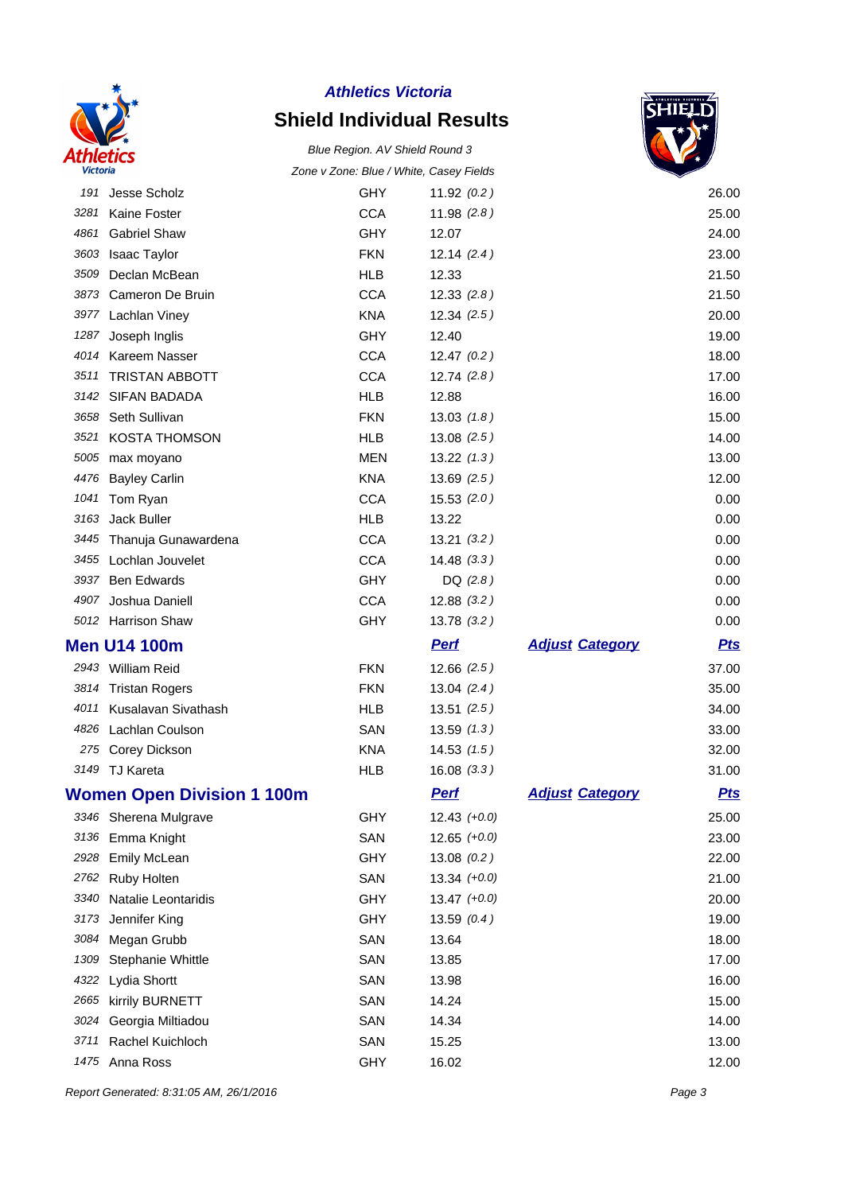## Athletics Victoria

# Shield Individual Results

*Blue Region. AV Shield Round 3*

*Zone v Zone: Blue / White, Casey Fields*

| | | | | | | |
|---|---|---|---|---|---|---|
| 191 | Jesse Scholz | GHY | 11.92 *(0.2 )* | | | 26.00 |
| 3281 | Kaine Foster | CCA | 11.98 *(2.8 )* | | | 25.00 |
| 4861 | Gabriel Shaw | GHY | 12.07 | | | 24.00 |
| 3603 | Isaac Taylor | FKN | 12.14 *(2.4 )* | | | 23.00 |
| 3509 | Declan McBean | HLB | 12.33 | | | 21.50 |
| 3873 | Cameron De Bruin | CCA | 12.33 *(2.8 )* | | | 21.50 |
| 3977 | Lachlan Viney | KNA | 12.34 *(2.5 )* | | | 20.00 |
| 1287 | Joseph Inglis | GHY | 12.40 | | | 19.00 |
| 4014 | Kareem Nasser | CCA | 12.47 *(0.2 )* | | | 18.00 |
| 3511 | TRISTAN ABBOTT | CCA | 12.74 *(2.8 )* | | | 17.00 |
| 3142 | SIFAN BADADA | HLB | 12.88 | | | 16.00 |
| 3658 | Seth Sullivan | FKN | 13.03 *(1.8 )* | | | 15.00 |
| 3521 | KOSTA THOMSON | HLB | 13.08 *(2.5 )* | | | 14.00 |
| 5005 | max moyano | MEN | 13.22 *(1.3 )* | | | 13.00 |
| 4476 | Bayley Carlin | KNA | 13.69 *(2.5 )* | | | 12.00 |
| 1041 | Tom Ryan | CCA | 15.53 *(2.0 )* | | | 0.00 |
| 3163 | Jack Buller | HLB | 13.22 | | | 0.00 |
| 3445 | Thanuja Gunawardena | CCA | 13.21 *(3.2 )* | | | 0.00 |
| 3455 | Lochlan Jouvelet | CCA | 14.48 *(3.3 )* | | | 0.00 |
| 3937 | Ben Edwards | GHY | DQ *(2.8 )* | | | 0.00 |
| 4907 | Joshua Daniell | CCA | 12.88 *(3.2 )* | | | 0.00 |
| 5012 | Harrison Shaw | GHY | 13.78 *(3.2 )* | | | 0.00 |

## Men U14 100m

| | | | Perf | Adjust | Category | Pts |
|---|---|---|---|---|---|---|
| 2943 | William Reid | FKN | 12.66 *(2.5 )* | | | 37.00 |
| 3814 | Tristan Rogers | FKN | 13.04 *(2.4 )* | | | 35.00 |
| 4011 | Kusalavan Sivathash | HLB | 13.51 *(2.5 )* | | | 34.00 |
| 4826 | Lachlan Coulson | SAN | 13.59 *(1.3 )* | | | 33.00 |
| 275 | Corey Dickson | KNA | 14.53 *(1.5 )* | | | 32.00 |
| 3149 | TJ Kareta | HLB | 16.08 *(3.3 )* | | | 31.00 |

## Women Open Division 1 100m

| | | | Perf | Adjust | Category | Pts |
|---|---|---|---|---|---|---|
| 3346 | Sherena Mulgrave | GHY | 12.43 *(+0.0)* | | | 25.00 |
| 3136 | Emma Knight | SAN | 12.65 *(+0.0)* | | | 23.00 |
| 2928 | Emily McLean | GHY | 13.08 *(0.2 )* | | | 22.00 |
| 2762 | Ruby Holten | SAN | 13.34 *(+0.0)* | | | 21.00 |
| 3340 | Natalie Leontaridis | GHY | 13.47 *(+0.0)* | | | 20.00 |
| 3173 | Jennifer King | GHY | 13.59 *(0.4 )* | | | 19.00 |
| 3084 | Megan Grubb | SAN | 13.64 | | | 18.00 |
| 1309 | Stephanie Whittle | SAN | 13.85 | | | 17.00 |
| 4322 | Lydia Shortt | SAN | 13.98 | | | 16.00 |
| 2665 | kirrily BURNETT | SAN | 14.24 | | | 15.00 |
| 3024 | Georgia Miltiadou | SAN | 14.34 | | | 14.00 |
| 3711 | Rachel Kuichloch | SAN | 15.25 | | | 13.00 |
| 1475 | Anna Ross | GHY | 16.02 | | | 12.00 |

*Report Generated: 8:31:05 AM, 26/1/2016*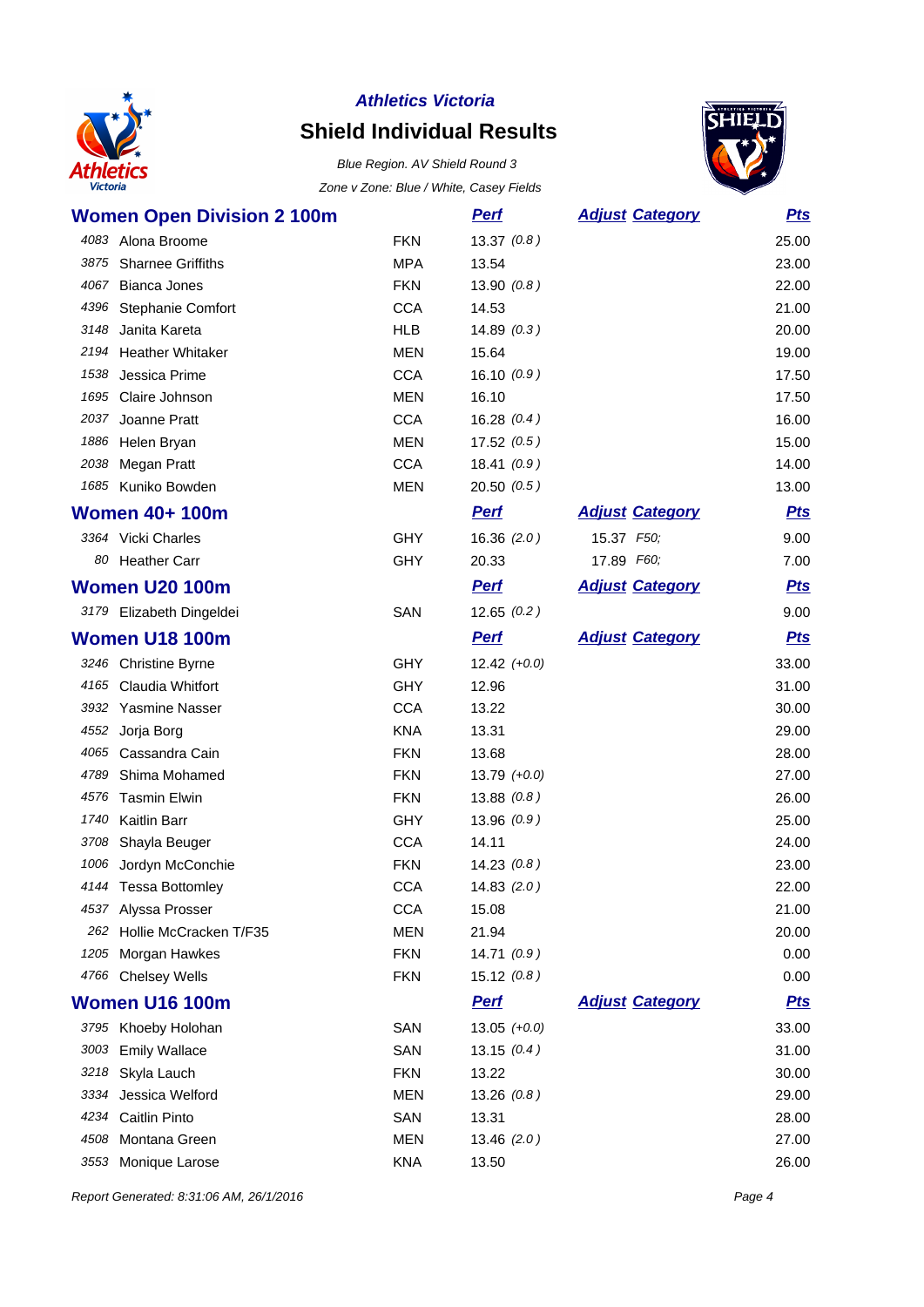**Athletics Victoria**

# Shield Individual Results

*Blue Region. AV Shield Round 3*

*Zone v Zone: Blue / White, Casey Fields*

## Women Open Division 2 100m

| | | | Perf | Adjust Category | Pts |
|---|---|---|---|---|---|
| 4083 | Alona Broome | FKN | 13.37 (0.8) | | 25.00 |
| 3875 | Sharnee Griffiths | MPA | 13.54 | | 23.00 |
| 4067 | Bianca Jones | FKN | 13.90 (0.8) | | 22.00 |
| 4396 | Stephanie Comfort | CCA | 14.53 | | 21.00 |
| 3148 | Janita Kareta | HLB | 14.89 (0.3) | | 20.00 |
| 2194 | Heather Whitaker | MEN | 15.64 | | 19.00 |
| 1538 | Jessica Prime | CCA | 16.10 (0.9) | | 17.50 |
| 1695 | Claire Johnson | MEN | 16.10 | | 17.50 |
| 2037 | Joanne Pratt | CCA | 16.28 (0.4) | | 16.00 |
| 1886 | Helen Bryan | MEN | 17.52 (0.5) | | 15.00 |
| 2038 | Megan Pratt | CCA | 18.41 (0.9) | | 14.00 |
| 1685 | Kuniko Bowden | MEN | 20.50 (0.5) | | 13.00 |

## Women 40+ 100m

| | | | Perf | Adjust Category | Pts |
|---|---|---|---|---|---|
| 3364 | Vicki Charles | GHY | 16.36 (2.0) | 15.37 F50; | 9.00 |
| 80 | Heather Carr | GHY | 20.33 | 17.89 F60; | 7.00 |

## Women U20 100m

| | | | Perf | Adjust Category | Pts |
|---|---|---|---|---|---|
| 3179 | Elizabeth Dingeldei | SAN | 12.65 (0.2) | | 9.00 |

## Women U18 100m

| | | | Perf | Adjust Category | Pts |
|---|---|---|---|---|---|
| 3246 | Christine Byrne | GHY | 12.42 (+0.0) | | 33.00 |
| 4165 | Claudia Whitfort | GHY | 12.96 | | 31.00 |
| 3932 | Yasmine Nasser | CCA | 13.22 | | 30.00 |
| 4552 | Jorja Borg | KNA | 13.31 | | 29.00 |
| 4065 | Cassandra Cain | FKN | 13.68 | | 28.00 |
| 4789 | Shima Mohamed | FKN | 13.79 (+0.0) | | 27.00 |
| 4576 | Tasmin Elwin | FKN | 13.88 (0.8) | | 26.00 |
| 1740 | Kaitlin Barr | GHY | 13.96 (0.9) | | 25.00 |
| 3708 | Shayla Beuger | CCA | 14.11 | | 24.00 |
| 1006 | Jordyn McConchie | FKN | 14.23 (0.8) | | 23.00 |
| 4144 | Tessa Bottomley | CCA | 14.83 (2.0) | | 22.00 |
| 4537 | Alyssa Prosser | CCA | 15.08 | | 21.00 |
| 262 | Hollie McCracken T/F35 | MEN | 21.94 | | 20.00 |
| 1205 | Morgan Hawkes | FKN | 14.71 (0.9) | | 0.00 |
| 4766 | Chelsey Wells | FKN | 15.12 (0.8) | | 0.00 |

## Women U16 100m

| | | | Perf | Adjust Category | Pts |
|---|---|---|---|---|---|
| 3795 | Khoeby Holohan | SAN | 13.05 (+0.0) | | 33.00 |
| 3003 | Emily Wallace | SAN | 13.15 (0.4) | | 31.00 |
| 3218 | Skyla Lauch | FKN | 13.22 | | 30.00 |
| 3334 | Jessica Welford | MEN | 13.26 (0.8) | | 29.00 |
| 4234 | Caitlin Pinto | SAN | 13.31 | | 28.00 |
| 4508 | Montana Green | MEN | 13.46 (2.0) | | 27.00 |
| 3553 | Monique Larose | KNA | 13.50 | | 26.00 |

*Report Generated: 8:31:06 AM, 26/1/2016*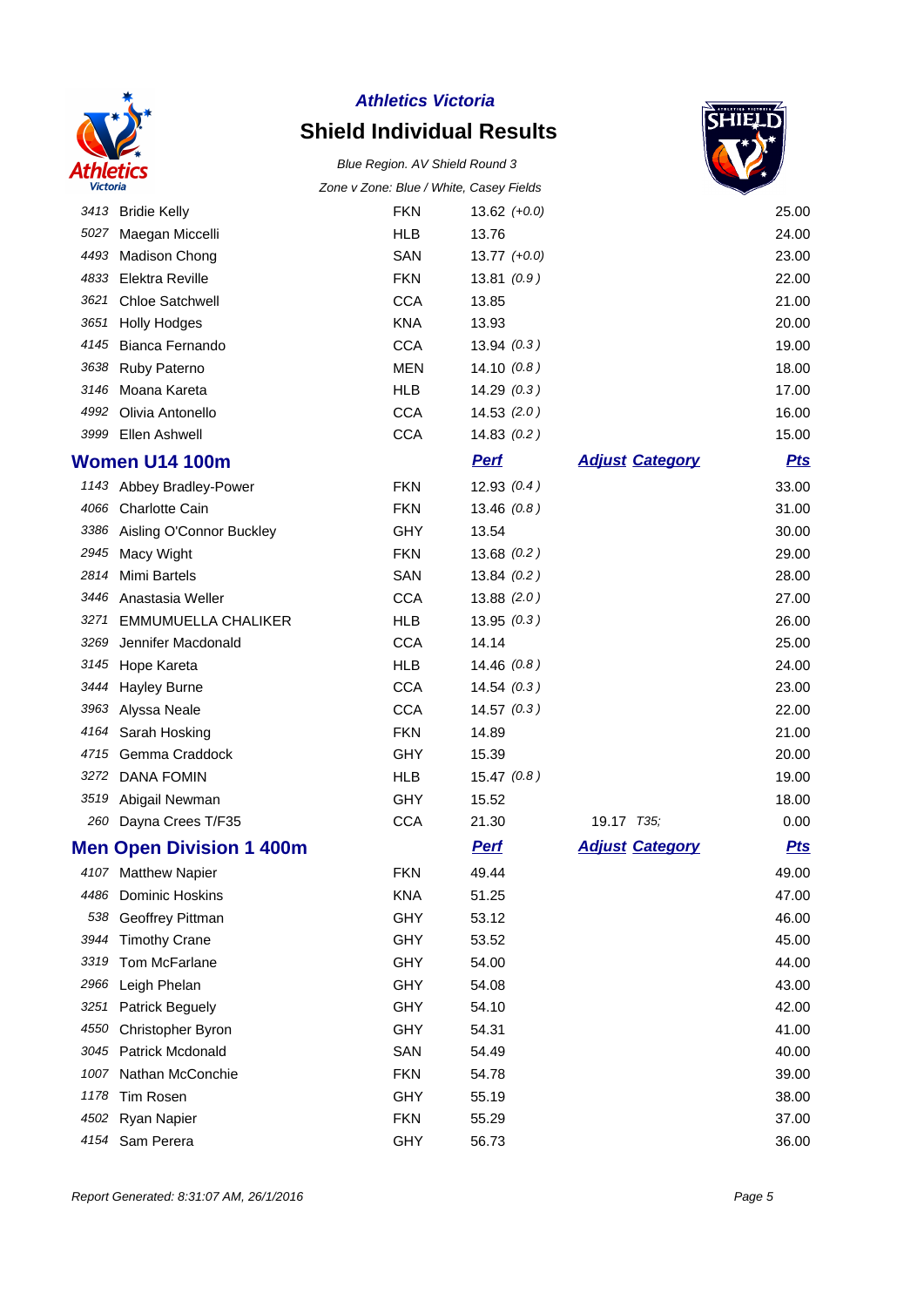**Athletics Victoria**

# Shield Individual Results

*Blue Region. AV Shield Round 3*

*Zone v Zone: Blue / White, Casey Fields*

| | | | | | |
|---|---|---|---|---|---|
| 3413 | Bridie Kelly | FKN | 13.62 *(+0.0)* | | 25.00 |
| 5027 | Maegan Miccelli | HLB | 13.76 | | 24.00 |
| 4493 | Madison Chong | SAN | 13.77 *(+0.0)* | | 23.00 |
| 4833 | Elektra Reville | FKN | 13.81 *(0.9 )* | | 22.00 |
| 3621 | Chloe Satchwell | CCA | 13.85 | | 21.00 |
| 3651 | Holly Hodges | KNA | 13.93 | | 20.00 |
| 4145 | Bianca Fernando | CCA | 13.94 *(0.3 )* | | 19.00 |
| 3638 | Ruby Paterno | MEN | 14.10 *(0.8 )* | | 18.00 |
| 3146 | Moana Kareta | HLB | 14.29 *(0.3 )* | | 17.00 |
| 4992 | Olivia Antonello | CCA | 14.53 *(2.0 )* | | 16.00 |
| 3999 | Ellen Ashwell | CCA | 14.83 *(0.2 )* | | 15.00 |

## Women U14 100m

| | | | Perf | Adjust Category | Pts |
|---|---|---|---|---|---|
| 1143 | Abbey Bradley-Power | FKN | 12.93 *(0.4 )* | | 33.00 |
| 4066 | Charlotte Cain | FKN | 13.46 *(0.8 )* | | 31.00 |
| 3386 | Aisling O'Connor Buckley | GHY | 13.54 | | 30.00 |
| 2945 | Macy Wight | FKN | 13.68 *(0.2 )* | | 29.00 |
| 2814 | Mimi Bartels | SAN | 13.84 *(0.2 )* | | 28.00 |
| 3446 | Anastasia Weller | CCA | 13.88 *(2.0 )* | | 27.00 |
| 3271 | EMMUMUELLA CHALIKER | HLB | 13.95 *(0.3 )* | | 26.00 |
| 3269 | Jennifer Macdonald | CCA | 14.14 | | 25.00 |
| 3145 | Hope Kareta | HLB | 14.46 *(0.8 )* | | 24.00 |
| 3444 | Hayley Burne | CCA | 14.54 *(0.3 )* | | 23.00 |
| 3963 | Alyssa Neale | CCA | 14.57 *(0.3 )* | | 22.00 |
| 4164 | Sarah Hosking | FKN | 14.89 | | 21.00 |
| 4715 | Gemma Craddock | GHY | 15.39 | | 20.00 |
| 3272 | DANA FOMIN | HLB | 15.47 *(0.8 )* | | 19.00 |
| 3519 | Abigail Newman | GHY | 15.52 | | 18.00 |
| 260 | Dayna Crees T/F35 | CCA | 21.30 | 19.17 *T35;* | 0.00 |

## Men Open Division 1 400m

| | | | Perf | Adjust Category | Pts |
|---|---|---|---|---|---|
| 4107 | Matthew Napier | FKN | 49.44 | | 49.00 |
| 4486 | Dominic Hoskins | KNA | 51.25 | | 47.00 |
| 538 | Geoffrey Pittman | GHY | 53.12 | | 46.00 |
| 3944 | Timothy Crane | GHY | 53.52 | | 45.00 |
| 3319 | Tom McFarlane | GHY | 54.00 | | 44.00 |
| 2966 | Leigh Phelan | GHY | 54.08 | | 43.00 |
| 3251 | Patrick Beguely | GHY | 54.10 | | 42.00 |
| 4550 | Christopher Byron | GHY | 54.31 | | 41.00 |
| 3045 | Patrick Mcdonald | SAN | 54.49 | | 40.00 |
| 1007 | Nathan McConchie | FKN | 54.78 | | 39.00 |
| 1178 | Tim Rosen | GHY | 55.19 | | 38.00 |
| 4502 | Ryan Napier | FKN | 55.29 | | 37.00 |
| 4154 | Sam Perera | GHY | 56.73 | | 36.00 |

*Report Generated: 8:31:07 AM, 26/1/2016*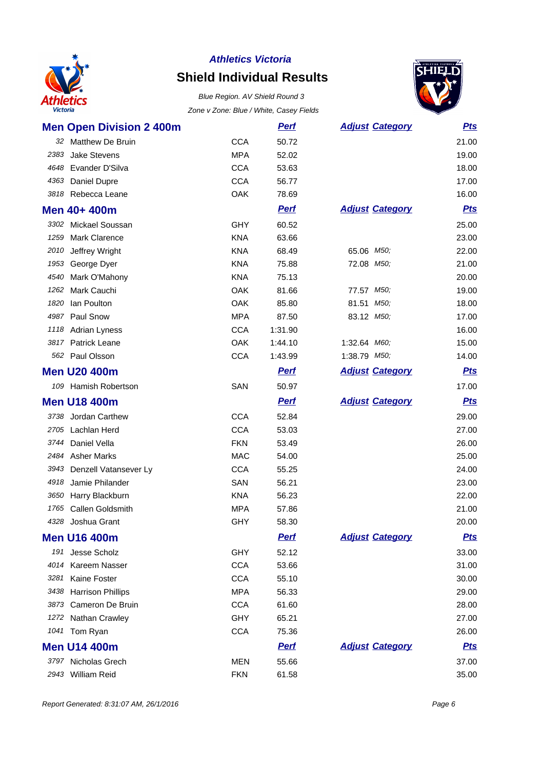**Athletics Victoria**

# Shield Individual Results

*Blue Region. AV Shield Round 3*

*Zone v Zone: Blue / White, Casey Fields*

## Men Open Division 2 400m

| | Name | Club | Perf | Adjust | Category | Pts |
|---|---|---|---|---|---|---|
| 32 | Matthew De Bruin | CCA | 50.72 | | | 21.00 |
| 2383 | Jake Stevens | MPA | 52.02 | | | 19.00 |
| 4648 | Evander D'Silva | CCA | 53.63 | | | 18.00 |
| 4363 | Daniel Dupre | CCA | 56.77 | | | 17.00 |
| 3818 | Rebecca Leane | OAK | 78.69 | | | 16.00 |

## Men 40+ 400m

| | Name | Club | Perf | Adjust | Category | Pts |
|---|---|---|---|---|---|---|
| 3302 | Mickael Soussan | GHY | 60.52 | | | 25.00 |
| 1259 | Mark Clarence | KNA | 63.66 | | | 23.00 |
| 2010 | Jeffrey Wright | KNA | 68.49 | 65.06 | M50; | 22.00 |
| 1953 | George Dyer | KNA | 75.88 | 72.08 | M50; | 21.00 |
| 4540 | Mark O'Mahony | KNA | 75.13 | | | 20.00 |
| 1262 | Mark Cauchi | OAK | 81.66 | 77.57 | M50; | 19.00 |
| 1820 | Ian Poulton | OAK | 85.80 | 81.51 | M50; | 18.00 |
| 4987 | Paul Snow | MPA | 87.50 | 83.12 | M50; | 17.00 |
| 1118 | Adrian Lyness | CCA | 1:31.90 | | | 16.00 |
| 3817 | Patrick Leane | OAK | 1:44.10 | 1:32.64 | M60; | 15.00 |
| 562 | Paul Olsson | CCA | 1:43.99 | 1:38.79 | M50; | 14.00 |

## Men U20 400m

| | Name | Club | Perf | Adjust | Category | Pts |
|---|---|---|---|---|---|---|
| 109 | Hamish Robertson | SAN | 50.97 | | | 17.00 |

## Men U18 400m

| | Name | Club | Perf | Adjust | Category | Pts |
|---|---|---|---|---|---|---|
| 3738 | Jordan Carthew | CCA | 52.84 | | | 29.00 |
| 2705 | Lachlan Herd | CCA | 53.03 | | | 27.00 |
| 3744 | Daniel Vella | FKN | 53.49 | | | 26.00 |
| 2484 | Asher Marks | MAC | 54.00 | | | 25.00 |
| 3943 | Denzell Vatansever Ly | CCA | 55.25 | | | 24.00 |
| 4918 | Jamie Philander | SAN | 56.21 | | | 23.00 |
| 3650 | Harry Blackburn | KNA | 56.23 | | | 22.00 |
| 1765 | Callen Goldsmith | MPA | 57.86 | | | 21.00 |
| 4328 | Joshua Grant | GHY | 58.30 | | | 20.00 |

## Men U16 400m

| | Name | Club | Perf | Adjust | Category | Pts |
|---|---|---|---|---|---|---|
| 191 | Jesse Scholz | GHY | 52.12 | | | 33.00 |
| 4014 | Kareem Nasser | CCA | 53.66 | | | 31.00 |
| 3281 | Kaine Foster | CCA | 55.10 | | | 30.00 |
| 3438 | Harrison Phillips | MPA | 56.33 | | | 29.00 |
| 3873 | Cameron De Bruin | CCA | 61.60 | | | 28.00 |
| 1272 | Nathan Crawley | GHY | 65.21 | | | 27.00 |
| 1041 | Tom Ryan | CCA | 75.36 | | | 26.00 |

## Men U14 400m

| | Name | Club | Perf | Adjust | Category | Pts |
|---|---|---|---|---|---|---|
| 3797 | Nicholas Grech | MEN | 55.66 | | | 37.00 |
| 2943 | William Reid | FKN | 61.58 | | | 35.00 |

*Report Generated: 8:31:07 AM, 26/1/2016*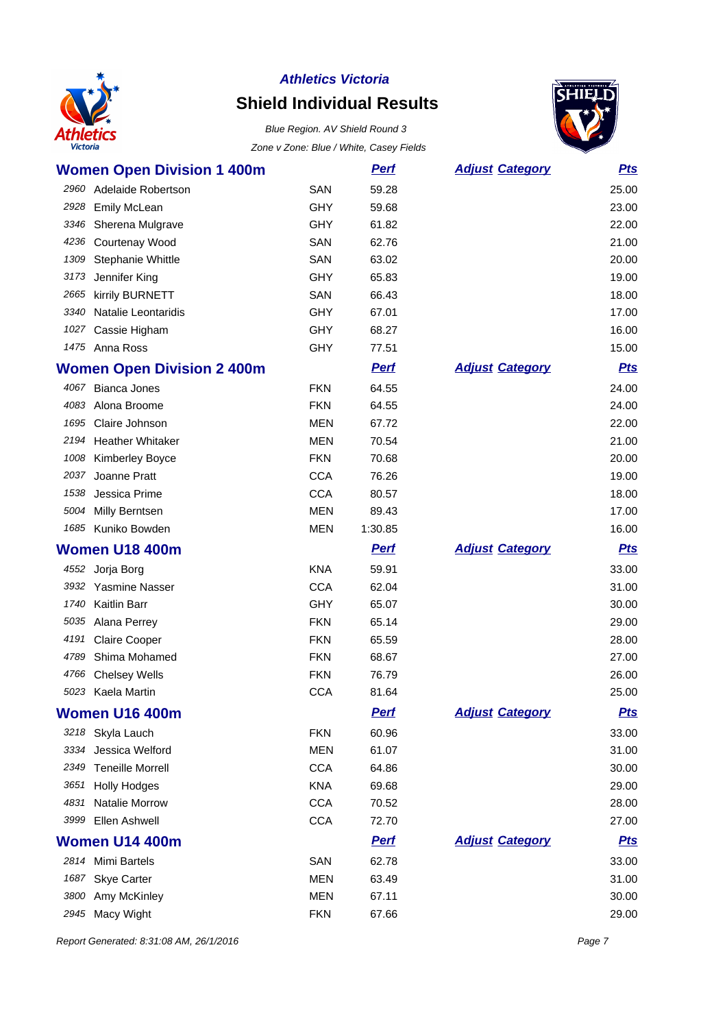## Athletics Victoria

# Shield Individual Results

*Blue Region. AV Shield Round 3*

*Zone v Zone: Blue / White, Casey Fields*

### Women Open Division 1 400m

| | | | Perf | Adjust Category | Pts |
|---|---|---|---|---|---|
| 2960 | Adelaide Robertson | SAN | 59.28 | | 25.00 |
| 2928 | Emily McLean | GHY | 59.68 | | 23.00 |
| 3346 | Sherena Mulgrave | GHY | 61.82 | | 22.00 |
| 4236 | Courtenay Wood | SAN | 62.76 | | 21.00 |
| 1309 | Stephanie Whittle | SAN | 63.02 | | 20.00 |
| 3173 | Jennifer King | GHY | 65.83 | | 19.00 |
| 2665 | kirrily BURNETT | SAN | 66.43 | | 18.00 |
| 3340 | Natalie Leontaridis | GHY | 67.01 | | 17.00 |
| 1027 | Cassie Higham | GHY | 68.27 | | 16.00 |
| 1475 | Anna Ross | GHY | 77.51 | | 15.00 |

### Women Open Division 2 400m

| | | | Perf | Adjust Category | Pts |
|---|---|---|---|---|---|
| 4067 | Bianca Jones | FKN | 64.55 | | 24.00 |
| 4083 | Alona Broome | FKN | 64.55 | | 24.00 |
| 1695 | Claire Johnson | MEN | 67.72 | | 22.00 |
| 2194 | Heather Whitaker | MEN | 70.54 | | 21.00 |
| 1008 | Kimberley Boyce | FKN | 70.68 | | 20.00 |
| 2037 | Joanne Pratt | CCA | 76.26 | | 19.00 |
| 1538 | Jessica Prime | CCA | 80.57 | | 18.00 |
| 5004 | Milly Berntsen | MEN | 89.43 | | 17.00 |
| 1685 | Kuniko Bowden | MEN | 1:30.85 | | 16.00 |

### Women U18 400m

| | | | Perf | Adjust Category | Pts |
|---|---|---|---|---|---|
| 4552 | Jorja Borg | KNA | 59.91 | | 33.00 |
| 3932 | Yasmine Nasser | CCA | 62.04 | | 31.00 |
| 1740 | Kaitlin Barr | GHY | 65.07 | | 30.00 |
| 5035 | Alana Perrey | FKN | 65.14 | | 29.00 |
| 4191 | Claire Cooper | FKN | 65.59 | | 28.00 |
| 4789 | Shima Mohamed | FKN | 68.67 | | 27.00 |
| 4766 | Chelsey Wells | FKN | 76.79 | | 26.00 |
| 5023 | Kaela Martin | CCA | 81.64 | | 25.00 |

### Women U16 400m

| | | | Perf | Adjust Category | Pts |
|---|---|---|---|---|---|
| 3218 | Skyla Lauch | FKN | 60.96 | | 33.00 |
| 3334 | Jessica Welford | MEN | 61.07 | | 31.00 |
| 2349 | Teneille Morrell | CCA | 64.86 | | 30.00 |
| 3651 | Holly Hodges | KNA | 69.68 | | 29.00 |
| 4831 | Natalie Morrow | CCA | 70.52 | | 28.00 |
| 3999 | Ellen Ashwell | CCA | 72.70 | | 27.00 |

### Women U14 400m

| | | | Perf | Adjust Category | Pts |
|---|---|---|---|---|---|
| 2814 | Mimi Bartels | SAN | 62.78 | | 33.00 |
| 1687 | Skye Carter | MEN | 63.49 | | 31.00 |
| 3800 | Amy McKinley | MEN | 67.11 | | 30.00 |
| 2945 | Macy Wight | FKN | 67.66 | | 29.00 |

*Report Generated: 8:31:08 AM, 26/1/2016*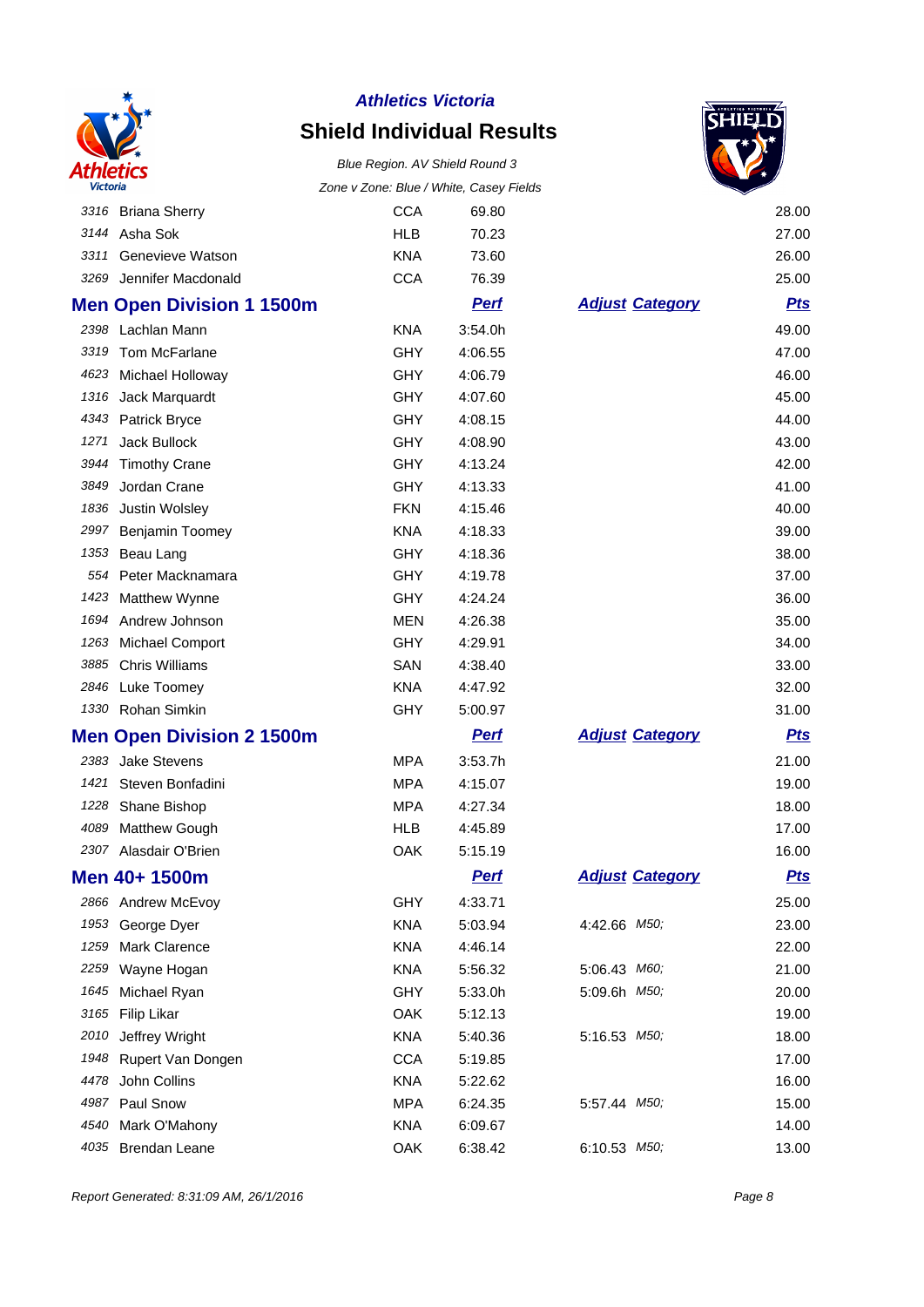**Athletics Victoria**

# Shield Individual Results

*Blue Region. AV Shield Round 3*

*Zone v Zone: Blue / White, Casey Fields*

| | | | | | |
|---|---|---|---|---|---|
| 3316 | Briana Sherry | CCA | 69.80 | | 28.00 |
| 3144 | Asha Sok | HLB | 70.23 | | 27.00 |
| 3311 | Genevieve Watson | KNA | 73.60 | | 26.00 |
| 3269 | Jennifer Macdonald | CCA | 76.39 | | 25.00 |

## Men Open Division 1 1500m

| | | | Perf | Adjust Category | Pts |
|---|---|---|---|---|---|
| 2398 | Lachlan Mann | KNA | 3:54.0h | | 49.00 |
| 3319 | Tom McFarlane | GHY | 4:06.55 | | 47.00 |
| 4623 | Michael Holloway | GHY | 4:06.79 | | 46.00 |
| 1316 | Jack Marquardt | GHY | 4:07.60 | | 45.00 |
| 4343 | Patrick Bryce | GHY | 4:08.15 | | 44.00 |
| 1271 | Jack Bullock | GHY | 4:08.90 | | 43.00 |
| 3944 | Timothy Crane | GHY | 4:13.24 | | 42.00 |
| 3849 | Jordan Crane | GHY | 4:13.33 | | 41.00 |
| 1836 | Justin Wolsley | FKN | 4:15.46 | | 40.00 |
| 2997 | Benjamin Toomey | KNA | 4:18.33 | | 39.00 |
| 1353 | Beau Lang | GHY | 4:18.36 | | 38.00 |
| 554 | Peter Macknamara | GHY | 4:19.78 | | 37.00 |
| 1423 | Matthew Wynne | GHY | 4:24.24 | | 36.00 |
| 1694 | Andrew Johnson | MEN | 4:26.38 | | 35.00 |
| 1263 | Michael Comport | GHY | 4:29.91 | | 34.00 |
| 3885 | Chris Williams | SAN | 4:38.40 | | 33.00 |
| 2846 | Luke Toomey | KNA | 4:47.92 | | 32.00 |
| 1330 | Rohan Simkin | GHY | 5:00.97 | | 31.00 |

## Men Open Division 2 1500m

| | | | Perf | Adjust Category | Pts |
|---|---|---|---|---|---|
| 2383 | Jake Stevens | MPA | 3:53.7h | | 21.00 |
| 1421 | Steven Bonfadini | MPA | 4:15.07 | | 19.00 |
| 1228 | Shane Bishop | MPA | 4:27.34 | | 18.00 |
| 4089 | Matthew Gough | HLB | 4:45.89 | | 17.00 |
| 2307 | Alasdair O'Brien | OAK | 5:15.19 | | 16.00 |

## Men 40+ 1500m

| | | | Perf | Adjust Category | Pts |
|---|---|---|---|---|---|
| 2866 | Andrew McEvoy | GHY | 4:33.71 | | 25.00 |
| 1953 | George Dyer | KNA | 5:03.94 | 4:42.66 *M50;* | 23.00 |
| 1259 | Mark Clarence | KNA | 4:46.14 | | 22.00 |
| 2259 | Wayne Hogan | KNA | 5:56.32 | 5:06.43 *M60;* | 21.00 |
| 1645 | Michael Ryan | GHY | 5:33.0h | 5:09.6h *M50;* | 20.00 |
| 3165 | Filip Likar | OAK | 5:12.13 | | 19.00 |
| 2010 | Jeffrey Wright | KNA | 5:40.36 | 5:16.53 *M50;* | 18.00 |
| 1948 | Rupert Van Dongen | CCA | 5:19.85 | | 17.00 |
| 4478 | John Collins | KNA | 5:22.62 | | 16.00 |
| 4987 | Paul Snow | MPA | 6:24.35 | 5:57.44 *M50;* | 15.00 |
| 4540 | Mark O'Mahony | KNA | 6:09.67 | | 14.00 |
| 4035 | Brendan Leane | OAK | 6:38.42 | 6:10.53 *M50;* | 13.00 |

*Report Generated: 8:31:09 AM, 26/1/2016*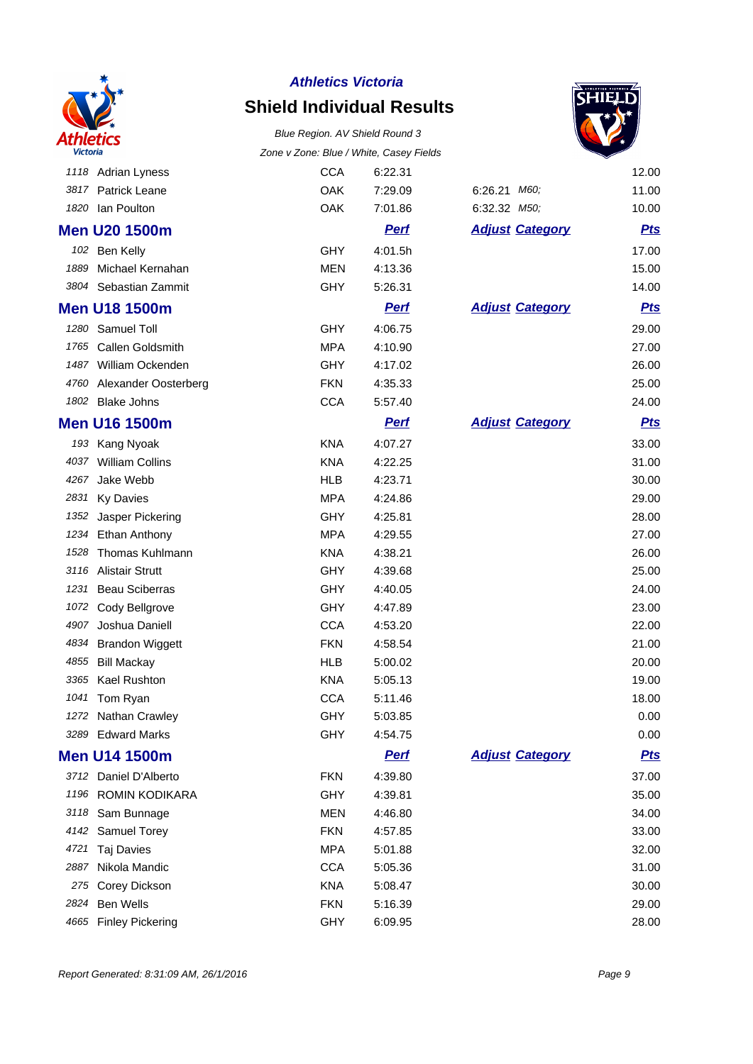**Athletics Victoria**

# Shield Individual Results

*Blue Region. AV Shield Round 3*

*Zone v Zone: Blue / White, Casey Fields*

| | | | | | Pts |
|---|---|---|---|---|---|
| 1118 | Adrian Lyness | CCA | 6:22.31 | | 12.00 |
| 3817 | Patrick Leane | OAK | 7:29.09 | 6:26.21 *M60;* | 11.00 |
| 1820 | Ian Poulton | OAK | 7:01.86 | 6:32.32 *M50;* | 10.00 |

## Men U20 1500m

| | | | Perf | Adjust Category | Pts |
|---|---|---|---|---|---|
| 102 | Ben Kelly | GHY | 4:01.5h | | 17.00 |
| 1889 | Michael Kernahan | MEN | 4:13.36 | | 15.00 |
| 3804 | Sebastian Zammit | GHY | 5:26.31 | | 14.00 |

## Men U18 1500m

| | | | Perf | Adjust Category | Pts |
|---|---|---|---|---|---|
| 1280 | Samuel Toll | GHY | 4:06.75 | | 29.00 |
| 1765 | Callen Goldsmith | MPA | 4:10.90 | | 27.00 |
| 1487 | William Ockenden | GHY | 4:17.02 | | 26.00 |
| 4760 | Alexander Oosterberg | FKN | 4:35.33 | | 25.00 |
| 1802 | Blake Johns | CCA | 5:57.40 | | 24.00 |

## Men U16 1500m

| | | | Perf | Adjust Category | Pts |
|---|---|---|---|---|---|
| 193 | Kang Nyoak | KNA | 4:07.27 | | 33.00 |
| 4037 | William Collins | KNA | 4:22.25 | | 31.00 |
| 4267 | Jake Webb | HLB | 4:23.71 | | 30.00 |
| 2831 | Ky Davies | MPA | 4:24.86 | | 29.00 |
| 1352 | Jasper Pickering | GHY | 4:25.81 | | 28.00 |
| 1234 | Ethan Anthony | MPA | 4:29.55 | | 27.00 |
| 1528 | Thomas Kuhlmann | KNA | 4:38.21 | | 26.00 |
| 3116 | Alistair Strutt | GHY | 4:39.68 | | 25.00 |
| 1231 | Beau Sciberras | GHY | 4:40.05 | | 24.00 |
| 1072 | Cody Bellgrove | GHY | 4:47.89 | | 23.00 |
| 4907 | Joshua Daniell | CCA | 4:53.20 | | 22.00 |
| 4834 | Brandon Wiggett | FKN | 4:58.54 | | 21.00 |
| 4855 | Bill Mackay | HLB | 5:00.02 | | 20.00 |
| 3365 | Kael Rushton | KNA | 5:05.13 | | 19.00 |
| 1041 | Tom Ryan | CCA | 5:11.46 | | 18.00 |
| 1272 | Nathan Crawley | GHY | 5:03.85 | | 0.00 |
| 3289 | Edward Marks | GHY | 4:54.75 | | 0.00 |

## Men U14 1500m

| | | | Perf | Adjust Category | Pts |
|---|---|---|---|---|---|
| 3712 | Daniel D'Alberto | FKN | 4:39.80 | | 37.00 |
| 1196 | ROMIN KODIKARA | GHY | 4:39.81 | | 35.00 |
| 3118 | Sam Bunnage | MEN | 4:46.80 | | 34.00 |
| 4142 | Samuel Torey | FKN | 4:57.85 | | 33.00 |
| 4721 | Taj Davies | MPA | 5:01.88 | | 32.00 |
| 2887 | Nikola Mandic | CCA | 5:05.36 | | 31.00 |
| 275 | Corey Dickson | KNA | 5:08.47 | | 30.00 |
| 2824 | Ben Wells | FKN | 5:16.39 | | 29.00 |
| 4665 | Finley Pickering | GHY | 6:09.95 | | 28.00 |

*Report Generated: 8:31:09 AM, 26/1/2016*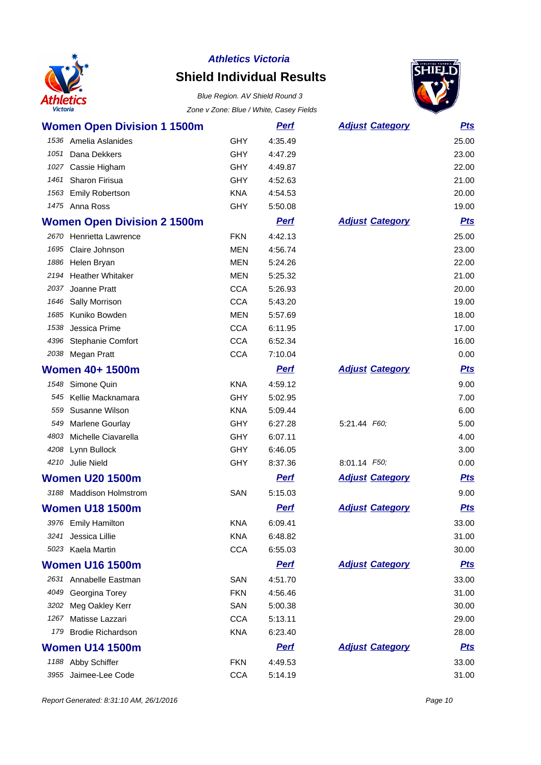**Athletics Victoria**

# Shield Individual Results

*Blue Region. AV Shield Round 3*

*Zone v Zone: Blue / White, Casey Fields*

## Women Open Division 1 1500m

| | Name | Club | Perf | Adjust | Category | Pts |
|---|---|---|---|---|---|---|
| 1536 | Amelia Aslanides | GHY | 4:35.49 | | | 25.00 |
| 1051 | Dana Dekkers | GHY | 4:47.29 | | | 23.00 |
| 1027 | Cassie Higham | GHY | 4:49.87 | | | 22.00 |
| 1461 | Sharon Firisua | GHY | 4:52.63 | | | 21.00 |
| 1563 | Emily Robertson | KNA | 4:54.53 | | | 20.00 |
| 1475 | Anna Ross | GHY | 5:50.08 | | | 19.00 |

## Women Open Division 2 1500m

| | Name | Club | Perf | Adjust | Category | Pts |
|---|---|---|---|---|---|---|
| 2670 | Henrietta Lawrence | FKN | 4:42.13 | | | 25.00 |
| 1695 | Claire Johnson | MEN | 4:56.74 | | | 23.00 |
| 1886 | Helen Bryan | MEN | 5:24.26 | | | 22.00 |
| 2194 | Heather Whitaker | MEN | 5:25.32 | | | 21.00 |
| 2037 | Joanne Pratt | CCA | 5:26.93 | | | 20.00 |
| 1646 | Sally Morrison | CCA | 5:43.20 | | | 19.00 |
| 1685 | Kuniko Bowden | MEN | 5:57.69 | | | 18.00 |
| 1538 | Jessica Prime | CCA | 6:11.95 | | | 17.00 |
| 4396 | Stephanie Comfort | CCA | 6:52.34 | | | 16.00 |
| 2038 | Megan Pratt | CCA | 7:10.04 | | | 0.00 |

## Women 40+ 1500m

| | Name | Club | Perf | Adjust | Category | Pts |
|---|---|---|---|---|---|---|
| 1548 | Simone Quin | KNA | 4:59.12 | | | 9.00 |
| 545 | Kellie Macknamara | GHY | 5:02.95 | | | 7.00 |
| 559 | Susanne Wilson | KNA | 5:09.44 | | | 6.00 |
| 549 | Marlene Gourlay | GHY | 6:27.28 | 5:21.44 | F60; | 5.00 |
| 4803 | Michelle Ciavarella | GHY | 6:07.11 | | | 4.00 |
| 4208 | Lynn Bullock | GHY | 6:46.05 | | | 3.00 |
| 4210 | Julie Nield | GHY | 8:37.36 | 8:01.14 | F50; | 0.00 |

## Women U20 1500m

| | Name | Club | Perf | Adjust | Category | Pts |
|---|---|---|---|---|---|---|
| 3188 | Maddison Holmstrom | SAN | 5:15.03 | | | 9.00 |

## Women U18 1500m

| | Name | Club | Perf | Adjust | Category | Pts |
|---|---|---|---|---|---|---|
| 3976 | Emily Hamilton | KNA | 6:09.41 | | | 33.00 |
| 3241 | Jessica Lillie | KNA | 6:48.82 | | | 31.00 |
| 5023 | Kaela Martin | CCA | 6:55.03 | | | 30.00 |

## Women U16 1500m

| | Name | Club | Perf | Adjust | Category | Pts |
|---|---|---|---|---|---|---|
| 2631 | Annabelle Eastman | SAN | 4:51.70 | | | 33.00 |
| 4049 | Georgina Torey | FKN | 4:56.46 | | | 31.00 |
| 3202 | Meg Oakley Kerr | SAN | 5:00.38 | | | 30.00 |
| 1267 | Matisse Lazzari | CCA | 5:13.11 | | | 29.00 |
| 179 | Brodie Richardson | KNA | 6:23.40 | | | 28.00 |

## Women U14 1500m

| | Name | Club | Perf | Adjust | Category | Pts |
|---|---|---|---|---|---|---|
| 1188 | Abby Schiffer | FKN | 4:49.53 | | | 33.00 |
| 3955 | Jaimee-Lee Code | CCA | 5:14.19 | | | 31.00 |

*Report Generated: 8:31:10 AM, 26/1/2016*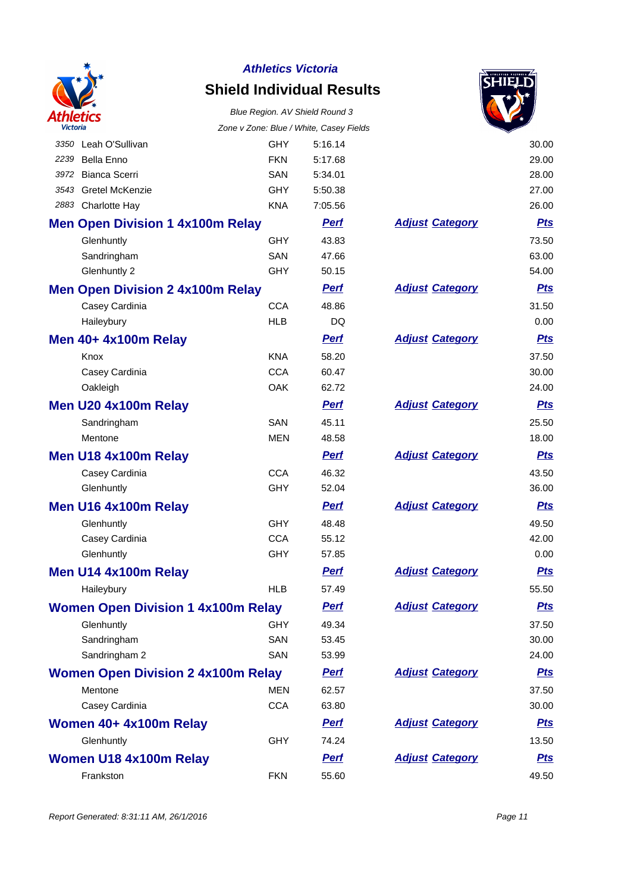**Athletics Victoria**

## Shield Individual Results

*Blue Region. AV Shield Round 3*

*Zone v Zone: Blue / White, Casey Fields*

| | | | | | |
|---|---|---|---|---|---|
| 3350 | Leah O'Sullivan | GHY | 5:16.14 | | 30.00 |
| 2239 | Bella Enno | FKN | 5:17.68 | | 29.00 |
| 3972 | Bianca Scerri | SAN | 5:34.01 | | 28.00 |
| 3543 | Gretel McKenzie | GHY | 5:50.38 | | 27.00 |
| 2883 | Charlotte Hay | KNA | 7:05.56 | | 26.00 |

### Men Open Division 1 4x100m Relay

| | | Perf | Adjust Category | Pts |
|---|---|---|---|---|
| Glenhuntly | GHY | 43.83 | | 73.50 |
| Sandringham | SAN | 47.66 | | 63.00 |
| Glenhuntly 2 | GHY | 50.15 | | 54.00 |

### Men Open Division 2 4x100m Relay

| | | Perf | Adjust Category | Pts |
|---|---|---|---|---|
| Casey Cardinia | CCA | 48.86 | | 31.50 |
| Haileybury | HLB | DQ | | 0.00 |

### Men 40+ 4x100m Relay

| | | Perf | Adjust Category | Pts |
|---|---|---|---|---|
| Knox | KNA | 58.20 | | 37.50 |
| Casey Cardinia | CCA | 60.47 | | 30.00 |
| Oakleigh | OAK | 62.72 | | 24.00 |

### Men U20 4x100m Relay

| | | Perf | Adjust Category | Pts |
|---|---|---|---|---|
| Sandringham | SAN | 45.11 | | 25.50 |
| Mentone | MEN | 48.58 | | 18.00 |

### Men U18 4x100m Relay

| | | Perf | Adjust Category | Pts |
|---|---|---|---|---|
| Casey Cardinia | CCA | 46.32 | | 43.50 |
| Glenhuntly | GHY | 52.04 | | 36.00 |

### Men U16 4x100m Relay

| | | Perf | Adjust Category | Pts |
|---|---|---|---|---|
| Glenhuntly | GHY | 48.48 | | 49.50 |
| Casey Cardinia | CCA | 55.12 | | 42.00 |
| Glenhuntly | GHY | 57.85 | | 0.00 |

### Men U14 4x100m Relay

| | | Perf | Adjust Category | Pts |
|---|---|---|---|---|
| Haileybury | HLB | 57.49 | | 55.50 |

### Women Open Division 1 4x100m Relay

| | | Perf | Adjust Category | Pts |
|---|---|---|---|---|
| Glenhuntly | GHY | 49.34 | | 37.50 |
| Sandringham | SAN | 53.45 | | 30.00 |
| Sandringham 2 | SAN | 53.99 | | 24.00 |

### Women Open Division 2 4x100m Relay

| | | Perf | Adjust Category | Pts |
|---|---|---|---|---|
| Mentone | MEN | 62.57 | | 37.50 |
| Casey Cardinia | CCA | 63.80 | | 30.00 |

### Women 40+ 4x100m Relay

| | | Perf | Adjust Category | Pts |
|---|---|---|---|---|
| Glenhuntly | GHY | 74.24 | | 13.50 |

### Women U18 4x100m Relay

| | | Perf | Adjust Category | Pts |
|---|---|---|---|---|
| Frankston | FKN | 55.60 | | 49.50 |

*Report Generated: 8:31:11 AM, 26/1/2016*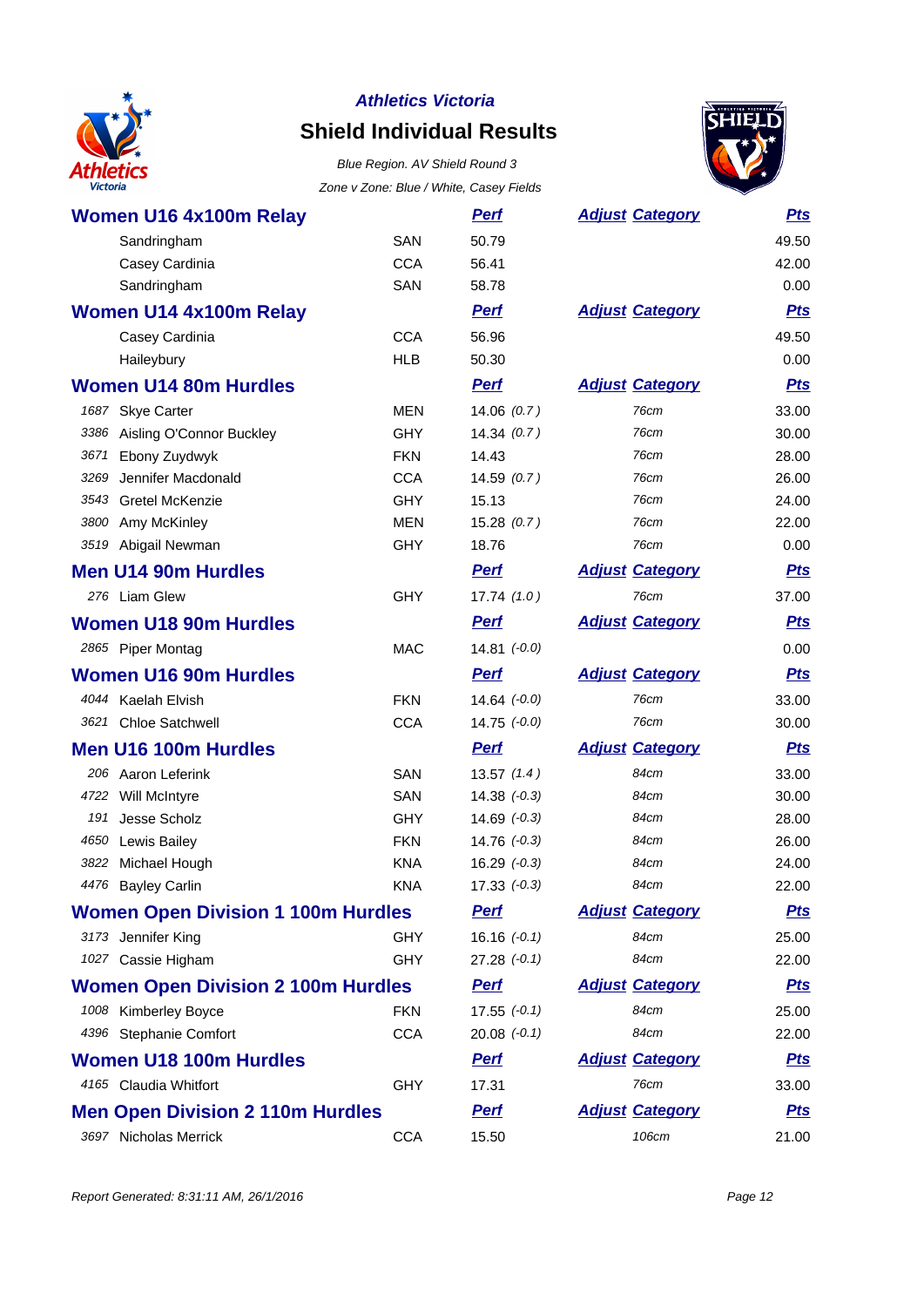# Athletics Victoria

## Shield Individual Results

*Blue Region. AV Shield Round 3*

*Zone v Zone: Blue / White, Casey Fields*

### Women U16 4x100m Relay

| | Name | Club | Perf | Adjust Category | Pts |
|---|---|---|---|---|---|
| | Sandringham | SAN | 50.79 | | 49.50 |
| | Casey Cardinia | CCA | 56.41 | | 42.00 |
| | Sandringham | SAN | 58.78 | | 0.00 |

### Women U14 4x100m Relay

| | Name | Club | Perf | Adjust Category | Pts |
|---|---|---|---|---|---|
| | Casey Cardinia | CCA | 56.96 | | 49.50 |
| | Haileybury | HLB | 50.30 | | 0.00 |

### Women U14 80m Hurdles

| | Name | Club | Perf | Adjust Category | Pts |
|---|---|---|---|---|---|
| 1687 | Skye Carter | MEN | 14.06 *(0.7 )* | 76cm | 33.00 |
| 3386 | Aisling O'Connor Buckley | GHY | 14.34 *(0.7 )* | 76cm | 30.00 |
| 3671 | Ebony Zuydwyk | FKN | 14.43 | 76cm | 28.00 |
| 3269 | Jennifer Macdonald | CCA | 14.59 *(0.7 )* | 76cm | 26.00 |
| 3543 | Gretel McKenzie | GHY | 15.13 | 76cm | 24.00 |
| 3800 | Amy McKinley | MEN | 15.28 *(0.7 )* | 76cm | 22.00 |
| 3519 | Abigail Newman | GHY | 18.76 | 76cm | 0.00 |

### Men U14 90m Hurdles

| | Name | Club | Perf | Adjust Category | Pts |
|---|---|---|---|---|---|
| 276 | Liam Glew | GHY | 17.74 *(1.0 )* | 76cm | 37.00 |

### Women U18 90m Hurdles

| | Name | Club | Perf | Adjust Category | Pts |
|---|---|---|---|---|---|
| 2865 | Piper Montag | MAC | 14.81 *(-0.0)* | | 0.00 |

### Women U16 90m Hurdles

| | Name | Club | Perf | Adjust Category | Pts |
|---|---|---|---|---|---|
| 4044 | Kaelah Elvish | FKN | 14.64 *(-0.0)* | 76cm | 33.00 |
| 3621 | Chloe Satchwell | CCA | 14.75 *(-0.0)* | 76cm | 30.00 |

### Men U16 100m Hurdles

| | Name | Club | Perf | Adjust Category | Pts |
|---|---|---|---|---|---|
| 206 | Aaron Leferink | SAN | 13.57 *(1.4 )* | 84cm | 33.00 |
| 4722 | Will McIntyre | SAN | 14.38 *(-0.3)* | 84cm | 30.00 |
| 191 | Jesse Scholz | GHY | 14.69 *(-0.3)* | 84cm | 28.00 |
| 4650 | Lewis Bailey | FKN | 14.76 *(-0.3)* | 84cm | 26.00 |
| 3822 | Michael Hough | KNA | 16.29 *(-0.3)* | 84cm | 24.00 |
| 4476 | Bayley Carlin | KNA | 17.33 *(-0.3)* | 84cm | 22.00 |

### Women Open Division 1 100m Hurdles

| | Name | Club | Perf | Adjust Category | Pts |
|---|---|---|---|---|---|
| 3173 | Jennifer King | GHY | 16.16 *(-0.1)* | 84cm | 25.00 |
| 1027 | Cassie Higham | GHY | 27.28 *(-0.1)* | 84cm | 22.00 |

### Women Open Division 2 100m Hurdles

| | Name | Club | Perf | Adjust Category | Pts |
|---|---|---|---|---|---|
| 1008 | Kimberley Boyce | FKN | 17.55 *(-0.1)* | 84cm | 25.00 |
| 4396 | Stephanie Comfort | CCA | 20.08 *(-0.1)* | 84cm | 22.00 |

### Women U18 100m Hurdles

| | Name | Club | Perf | Adjust Category | Pts |
|---|---|---|---|---|---|
| 4165 | Claudia Whitfort | GHY | 17.31 | 76cm | 33.00 |

### Men Open Division 2 110m Hurdles

| | Name | Club | Perf | Adjust Category | Pts |
|---|---|---|---|---|---|
| 3697 | Nicholas Merrick | CCA | 15.50 | 106cm | 21.00 |

*Report Generated: 8:31:11 AM, 26/1/2016*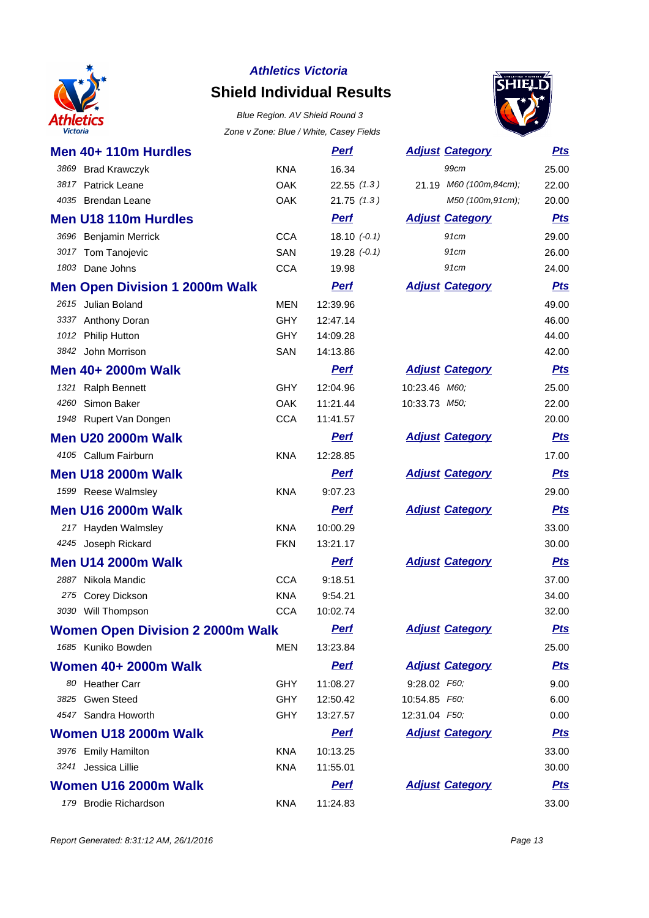*Athletics Victoria*

## Shield Individual Results

*Blue Region. AV Shield Round 3*

*Zone v Zone: Blue / White, Casey Fields*

### Men 40+ 110m Hurdles

| | | | Perf | Adjust | Category | Pts |
|---|---|---|---|---|---|---|
| 3869 | Brad Krawczyk | KNA | 16.34 | | 99cm | 25.00 |
| 3817 | Patrick Leane | OAK | 22.55 (1.3) | 21.19 | M60 (100m,84cm); | 22.00 |
| 4035 | Brendan Leane | OAK | 21.75 (1.3) | | M50 (100m,91cm); | 20.00 |

### Men U18 110m Hurdles

| | | | Perf | Adjust | Category | Pts |
|---|---|---|---|---|---|---|
| 3696 | Benjamin Merrick | CCA | 18.10 (-0.1) | | 91cm | 29.00 |
| 3017 | Tom Tanojevic | SAN | 19.28 (-0.1) | | 91cm | 26.00 |
| 1803 | Dane Johns | CCA | 19.98 | | 91cm | 24.00 |

### Men Open Division 1 2000m Walk

| | | | Perf | Adjust | Category | Pts |
|---|---|---|---|---|---|---|
| 2615 | Julian Boland | MEN | 12:39.96 | | | 49.00 |
| 3337 | Anthony Doran | GHY | 12:47.14 | | | 46.00 |
| 1012 | Philip Hutton | GHY | 14:09.28 | | | 44.00 |
| 3842 | John Morrison | SAN | 14:13.86 | | | 42.00 |

### Men 40+ 2000m Walk

| | | | Perf | Adjust | Category | Pts |
|---|---|---|---|---|---|---|
| 1321 | Ralph Bennett | GHY | 12:04.96 | 10:23.46 | M60; | 25.00 |
| 4260 | Simon Baker | OAK | 11:21.44 | 10:33.73 | M50; | 22.00 |
| 1948 | Rupert Van Dongen | CCA | 11:41.57 | | | 20.00 |

### Men U20 2000m Walk

| | | | Perf | Adjust | Category | Pts |
|---|---|---|---|---|---|---|
| 4105 | Callum Fairburn | KNA | 12:28.85 | | | 17.00 |

### Men U18 2000m Walk

| | | | Perf | Adjust | Category | Pts |
|---|---|---|---|---|---|---|
| 1599 | Reese Walmsley | KNA | 9:07.23 | | | 29.00 |

### Men U16 2000m Walk

| | | | Perf | Adjust | Category | Pts |
|---|---|---|---|---|---|---|
| 217 | Hayden Walmsley | KNA | 10:00.29 | | | 33.00 |
| 4245 | Joseph Rickard | FKN | 13:21.17 | | | 30.00 |

### Men U14 2000m Walk

| | | | Perf | Adjust | Category | Pts |
|---|---|---|---|---|---|---|
| 2887 | Nikola Mandic | CCA | 9:18.51 | | | 37.00 |
| 275 | Corey Dickson | KNA | 9:54.21 | | | 34.00 |
| 3030 | Will Thompson | CCA | 10:02.74 | | | 32.00 |

### Women Open Division 2 2000m Walk

| | | | Perf | Adjust | Category | Pts |
|---|---|---|---|---|---|---|
| 1685 | Kuniko Bowden | MEN | 13:23.84 | | | 25.00 |

### Women 40+ 2000m Walk

| | | | Perf | Adjust | Category | Pts |
|---|---|---|---|---|---|---|
| 80 | Heather Carr | GHY | 11:08.27 | 9:28.02 | F60; | 9.00 |
| 3825 | Gwen Steed | GHY | 12:50.42 | 10:54.85 | F60; | 6.00 |
| 4547 | Sandra Howorth | GHY | 13:27.57 | 12:31.04 | F50; | 0.00 |

### Women U18 2000m Walk

| | | | Perf | Adjust | Category | Pts |
|---|---|---|---|---|---|---|
| 3976 | Emily Hamilton | KNA | 10:13.25 | | | 33.00 |
| 3241 | Jessica Lillie | KNA | 11:55.01 | | | 30.00 |

### Women U16 2000m Walk

| | | | Perf | Adjust | Category | Pts |
|---|---|---|---|---|---|---|
| 179 | Brodie Richardson | KNA | 11:24.83 | | | 33.00 |

*Report Generated: 8:31:12 AM, 26/1/2016*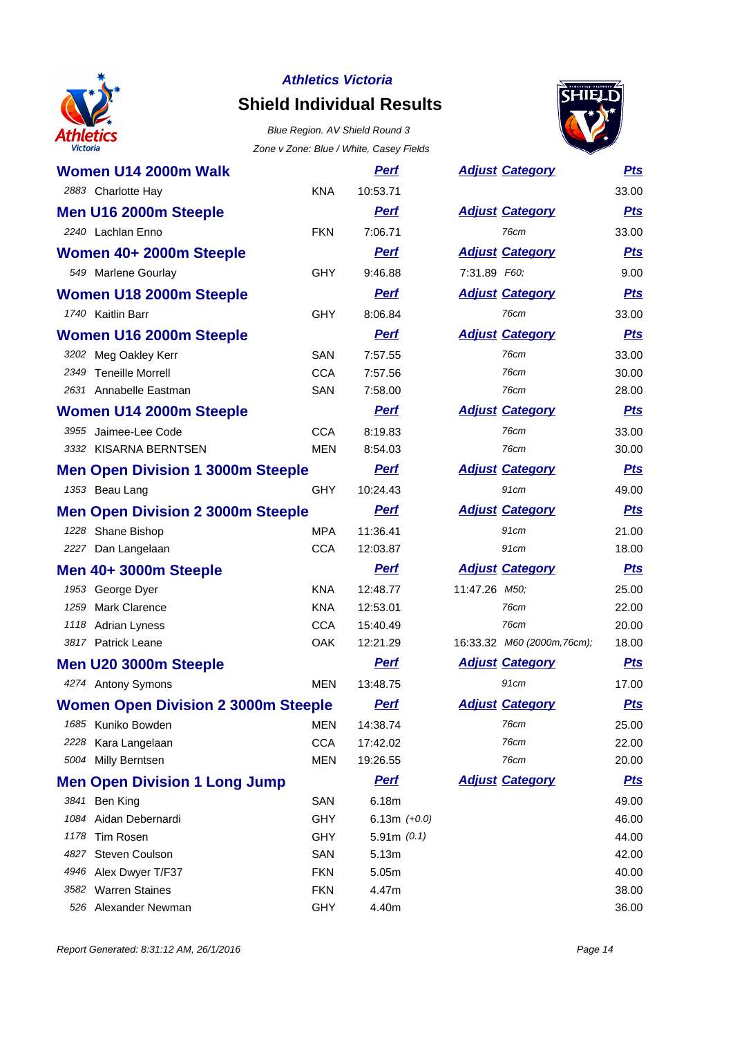# Athletics Victoria

## Shield Individual Results

*Blue Region. AV Shield Round 3*

*Zone v Zone: Blue / White, Casey Fields*

### Women U14 2000m Walk

| # | Name | Club | Perf | Adjust | Category | Pts |
|---|---|---|---|---|---|---|
| 2883 | Charlotte Hay | KNA | 10:53.71 | | | 33.00 |

### Men U16 2000m Steeple

| # | Name | Club | Perf | Adjust | Category | Pts |
|---|---|---|---|---|---|---|
| 2240 | Lachlan Enno | FKN | 7:06.71 | | 76cm | 33.00 |

### Women 40+ 2000m Steeple

| # | Name | Club | Perf | Adjust | Category | Pts |
|---|---|---|---|---|---|---|
| 549 | Marlene Gourlay | GHY | 9:46.88 | 7:31.89 | F60; | 9.00 |

### Women U18 2000m Steeple

| # | Name | Club | Perf | Adjust | Category | Pts |
|---|---|---|---|---|---|---|
| 1740 | Kaitlin Barr | GHY | 8:06.84 | | 76cm | 33.00 |

### Women U16 2000m Steeple

| # | Name | Club | Perf | Adjust | Category | Pts |
|---|---|---|---|---|---|---|
| 3202 | Meg Oakley Kerr | SAN | 7:57.55 | | 76cm | 33.00 |
| 2349 | Teneille Morrell | CCA | 7:57.56 | | 76cm | 30.00 |
| 2631 | Annabelle Eastman | SAN | 7:58.00 | | 76cm | 28.00 |

### Women U14 2000m Steeple

| # | Name | Club | Perf | Adjust | Category | Pts |
|---|---|---|---|---|---|---|
| 3955 | Jaimee-Lee Code | CCA | 8:19.83 | | 76cm | 33.00 |
| 3332 | KISARNA BERNTSEN | MEN | 8:54.03 | | 76cm | 30.00 |

### Men Open Division 1 3000m Steeple

| # | Name | Club | Perf | Adjust | Category | Pts |
|---|---|---|---|---|---|---|
| 1353 | Beau Lang | GHY | 10:24.43 | | 91cm | 49.00 |

### Men Open Division 2 3000m Steeple

| # | Name | Club | Perf | Adjust | Category | Pts |
|---|---|---|---|---|---|---|
| 1228 | Shane Bishop | MPA | 11:36.41 | | 91cm | 21.00 |
| 2227 | Dan Langelaan | CCA | 12:03.87 | | 91cm | 18.00 |

### Men 40+ 3000m Steeple

| # | Name | Club | Perf | Adjust | Category | Pts |
|---|---|---|---|---|---|---|
| 1953 | George Dyer | KNA | 12:48.77 | 11:47.26 | M50; | 25.00 |
| 1259 | Mark Clarence | KNA | 12:53.01 | | 76cm | 22.00 |
| 1118 | Adrian Lyness | CCA | 15:40.49 | | 76cm | 20.00 |
| 3817 | Patrick Leane | OAK | 12:21.29 | 16:33.32 | M60 (2000m,76cm); | 18.00 |

### Men U20 3000m Steeple

| # | Name | Club | Perf | Adjust | Category | Pts |
|---|---|---|---|---|---|---|
| 4274 | Antony Symons | MEN | 13:48.75 | | 91cm | 17.00 |

### Women Open Division 2 3000m Steeple

| # | Name | Club | Perf | Adjust | Category | Pts |
|---|---|---|---|---|---|---|
| 1685 | Kuniko Bowden | MEN | 14:38.74 | | 76cm | 25.00 |
| 2228 | Kara Langelaan | CCA | 17:42.02 | | 76cm | 22.00 |
| 5004 | Milly Berntsen | MEN | 19:26.55 | | 76cm | 20.00 |

### Men Open Division 1 Long Jump

| # | Name | Club | Perf | Adjust | Category | Pts |
|---|---|---|---|---|---|---|
| 3841 | Ben King | SAN | 6.18m | | | 49.00 |
| 1084 | Aidan Debernardi | GHY | 6.13m *(+0.0)* | | | 46.00 |
| 1178 | Tim Rosen | GHY | 5.91m *(0.1)* | | | 44.00 |
| 4827 | Steven Coulson | SAN | 5.13m | | | 42.00 |
| 4946 | Alex Dwyer T/F37 | FKN | 5.05m | | | 40.00 |
| 3582 | Warren Staines | FKN | 4.47m | | | 38.00 |
| 526 | Alexander Newman | GHY | 4.40m | | | 36.00 |

*Report Generated: 8:31:12 AM, 26/1/2016*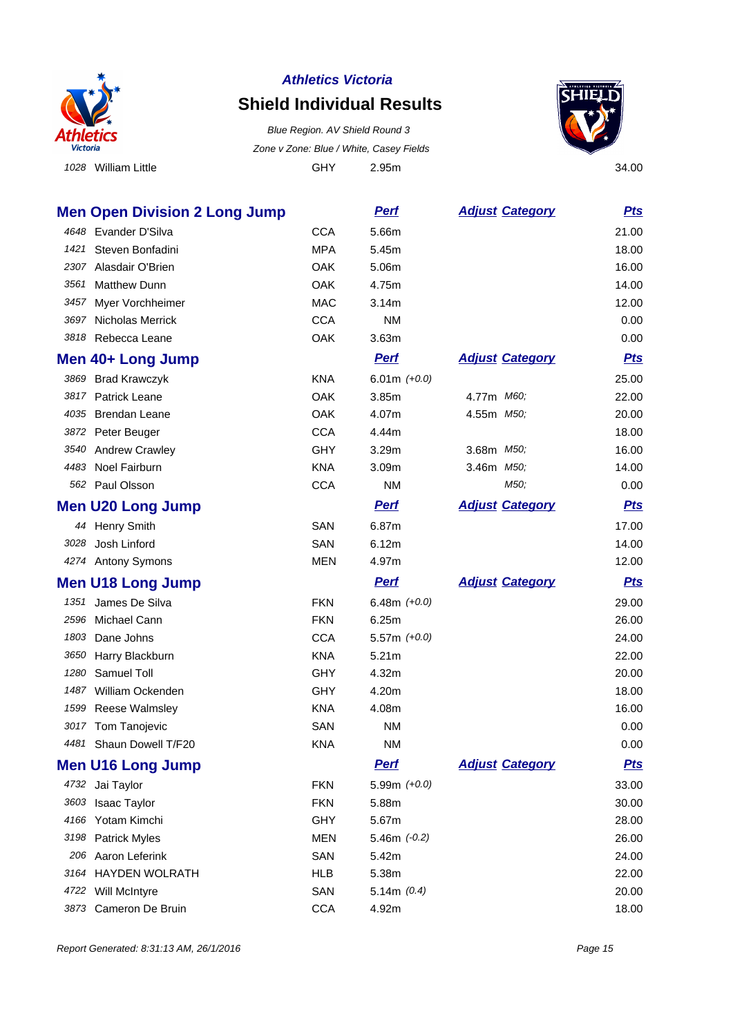# Athletics Victoria

## Shield Individual Results

*Blue Region. AV Shield Round 3*

*Zone v Zone: Blue / White, Casey Fields*

| | | | | | |
|---|---|---|---|---|---|
| 1028 | William Little | GHY | 2.95m | | 34.00 |

### Men Open Division 2 Long Jump

| | | | Perf | Adjust Category | Pts |
|---|---|---|---|---|---|
| 4648 | Evander D'Silva | CCA | 5.66m | | 21.00 |
| 1421 | Steven Bonfadini | MPA | 5.45m | | 18.00 |
| 2307 | Alasdair O'Brien | OAK | 5.06m | | 16.00 |
| 3561 | Matthew Dunn | OAK | 4.75m | | 14.00 |
| 3457 | Myer Vorchheimer | MAC | 3.14m | | 12.00 |
| 3697 | Nicholas Merrick | CCA | NM | | 0.00 |
| 3818 | Rebecca Leane | OAK | 3.63m | | 0.00 |

### Men 40+ Long Jump

| | | | Perf | Adjust Category | Pts |
|---|---|---|---|---|---|
| 3869 | Brad Krawczyk | KNA | 6.01m *(+0.0)* | | 25.00 |
| 3817 | Patrick Leane | OAK | 3.85m | 4.77m *M60;* | 22.00 |
| 4035 | Brendan Leane | OAK | 4.07m | 4.55m *M50;* | 20.00 |
| 3872 | Peter Beuger | CCA | 4.44m | | 18.00 |
| 3540 | Andrew Crawley | GHY | 3.29m | 3.68m *M50;* | 16.00 |
| 4483 | Noel Fairburn | KNA | 3.09m | 3.46m *M50;* | 14.00 |
| 562 | Paul Olsson | CCA | NM | *M50;* | 0.00 |

### Men U20 Long Jump

| | | | Perf | Adjust Category | Pts |
|---|---|---|---|---|---|
| 44 | Henry Smith | SAN | 6.87m | | 17.00 |
| 3028 | Josh Linford | SAN | 6.12m | | 14.00 |
| 4274 | Antony Symons | MEN | 4.97m | | 12.00 |

### Men U18 Long Jump

| | | | Perf | Adjust Category | Pts |
|---|---|---|---|---|---|
| 1351 | James De Silva | FKN | 6.48m *(+0.0)* | | 29.00 |
| 2596 | Michael Cann | FKN | 6.25m | | 26.00 |
| 1803 | Dane Johns | CCA | 5.57m *(+0.0)* | | 24.00 |
| 3650 | Harry Blackburn | KNA | 5.21m | | 22.00 |
| 1280 | Samuel Toll | GHY | 4.32m | | 20.00 |
| 1487 | William Ockenden | GHY | 4.20m | | 18.00 |
| 1599 | Reese Walmsley | KNA | 4.08m | | 16.00 |
| 3017 | Tom Tanojevic | SAN | NM | | 0.00 |
| 4481 | Shaun Dowell T/F20 | KNA | NM | | 0.00 |

### Men U16 Long Jump

| | | | Perf | Adjust Category | Pts |
|---|---|---|---|---|---|
| 4732 | Jai Taylor | FKN | 5.99m *(+0.0)* | | 33.00 |
| 3603 | Isaac Taylor | FKN | 5.88m | | 30.00 |
| 4166 | Yotam Kimchi | GHY | 5.67m | | 28.00 |
| 3198 | Patrick Myles | MEN | 5.46m *(-0.2)* | | 26.00 |
| 206 | Aaron Leferink | SAN | 5.42m | | 24.00 |
| 3164 | HAYDEN WOLRATH | HLB | 5.38m | | 22.00 |
| 4722 | Will McIntyre | SAN | 5.14m *(0.4)* | | 20.00 |
| 3873 | Cameron De Bruin | CCA | 4.92m | | 18.00 |

*Report Generated: 8:31:13 AM, 26/1/2016*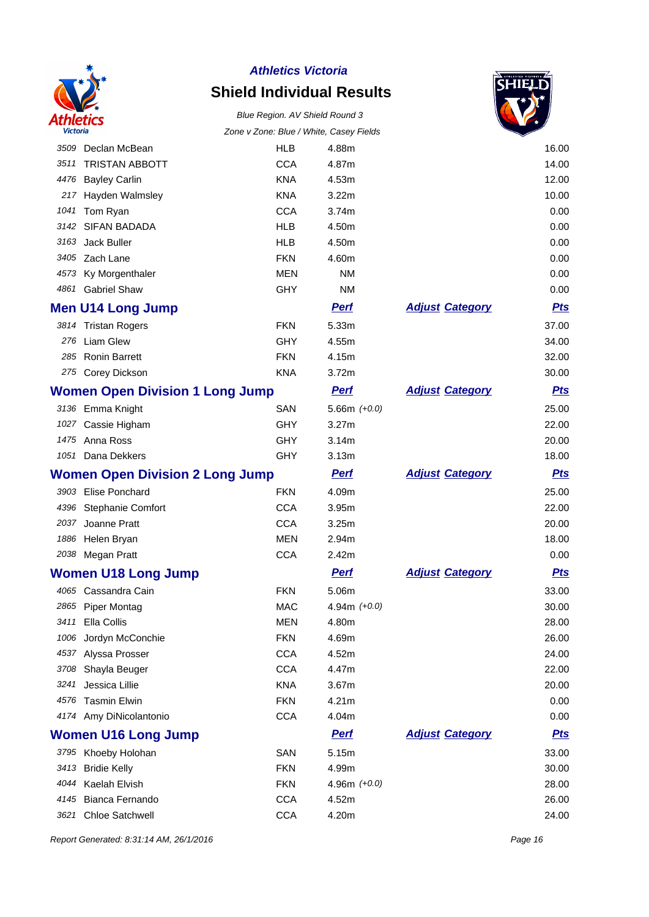**Athletics Victoria**

# Shield Individual Results

*Blue Region. AV Shield Round 3*

*Zone v Zone: Blue / White, Casey Fields*

| | | | | | |
|---|---|---|---|---|---|
| 3509 | Declan McBean | HLB | 4.88m | | 16.00 |
| 3511 | TRISTAN ABBOTT | CCA | 4.87m | | 14.00 |
| 4476 | Bayley Carlin | KNA | 4.53m | | 12.00 |
| 217 | Hayden Walmsley | KNA | 3.22m | | 10.00 |
| 1041 | Tom Ryan | CCA | 3.74m | | 0.00 |
| 3142 | SIFAN BADADA | HLB | 4.50m | | 0.00 |
| 3163 | Jack Buller | HLB | 4.50m | | 0.00 |
| 3405 | Zach Lane | FKN | 4.60m | | 0.00 |
| 4573 | Ky Morgenthaler | MEN | NM | | 0.00 |
| 4861 | Gabriel Shaw | GHY | NM | | 0.00 |

## Men U14 Long Jump

| | | | Perf | Adjust Category | Pts |
|---|---|---|---|---|---|
| 3814 | Tristan Rogers | FKN | 5.33m | | 37.00 |
| 276 | Liam Glew | GHY | 4.55m | | 34.00 |
| 285 | Ronin Barrett | FKN | 4.15m | | 32.00 |
| 275 | Corey Dickson | KNA | 3.72m | | 30.00 |

## Women Open Division 1 Long Jump

| | | | Perf | Adjust Category | Pts |
|---|---|---|---|---|---|
| 3136 | Emma Knight | SAN | 5.66m *(+0.0)* | | 25.00 |
| 1027 | Cassie Higham | GHY | 3.27m | | 22.00 |
| 1475 | Anna Ross | GHY | 3.14m | | 20.00 |
| 1051 | Dana Dekkers | GHY | 3.13m | | 18.00 |

## Women Open Division 2 Long Jump

| | | | Perf | Adjust Category | Pts |
|---|---|---|---|---|---|
| 3903 | Elise Ponchard | FKN | 4.09m | | 25.00 |
| 4396 | Stephanie Comfort | CCA | 3.95m | | 22.00 |
| 2037 | Joanne Pratt | CCA | 3.25m | | 20.00 |
| 1886 | Helen Bryan | MEN | 2.94m | | 18.00 |
| 2038 | Megan Pratt | CCA | 2.42m | | 0.00 |

## Women U18 Long Jump

| | | | Perf | Adjust Category | Pts |
|---|---|---|---|---|---|
| 4065 | Cassandra Cain | FKN | 5.06m | | 33.00 |
| 2865 | Piper Montag | MAC | 4.94m *(+0.0)* | | 30.00 |
| 3411 | Ella Collis | MEN | 4.80m | | 28.00 |
| 1006 | Jordyn McConchie | FKN | 4.69m | | 26.00 |
| 4537 | Alyssa Prosser | CCA | 4.52m | | 24.00 |
| 3708 | Shayla Beuger | CCA | 4.47m | | 22.00 |
| 3241 | Jessica Lillie | KNA | 3.67m | | 20.00 |
| 4576 | Tasmin Elwin | FKN | 4.21m | | 0.00 |
| 4174 | Amy DiNicolantonio | CCA | 4.04m | | 0.00 |

## Women U16 Long Jump

| | | | Perf | Adjust Category | Pts |
|---|---|---|---|---|---|
| 3795 | Khoeby Holohan | SAN | 5.15m | | 33.00 |
| 3413 | Bridie Kelly | FKN | 4.99m | | 30.00 |
| 4044 | Kaelah Elvish | FKN | 4.96m *(+0.0)* | | 28.00 |
| 4145 | Bianca Fernando | CCA | 4.52m | | 26.00 |
| 3621 | Chloe Satchwell | CCA | 4.20m | | 24.00 |

*Report Generated: 8:31:14 AM, 26/1/2016*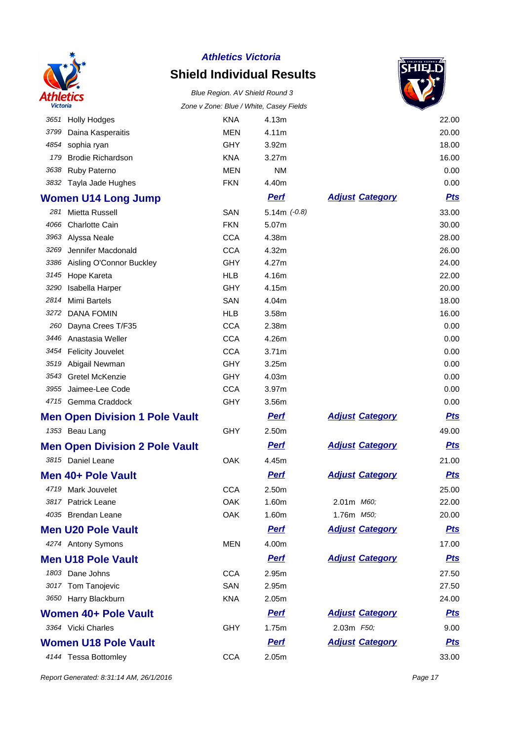**Athletics Victoria**

# Shield Individual Results

*Blue Region. AV Shield Round 3*

*Zone v Zone: Blue / White, Casey Fields*

| | | | | | |
|---|---|---|---|---|---|
| 3651 | Holly Hodges | KNA | 4.13m | | 22.00 |
| 3799 | Daina Kasperaitis | MEN | 4.11m | | 20.00 |
| 4854 | sophia ryan | GHY | 3.92m | | 18.00 |
| 179 | Brodie Richardson | KNA | 3.27m | | 16.00 |
| 3638 | Ruby Paterno | MEN | NM | | 0.00 |
| 3832 | Tayla Jade Hughes | FKN | 4.40m | | 0.00 |

## Women U14 Long Jump

| | | | Perf | Adjust Category | Pts |
|---|---|---|---|---|---|
| 281 | Mietta Russell | SAN | 5.14m *(-0.8)* | | 33.00 |
| 4066 | Charlotte Cain | FKN | 5.07m | | 30.00 |
| 3963 | Alyssa Neale | CCA | 4.38m | | 28.00 |
| 3269 | Jennifer Macdonald | CCA | 4.32m | | 26.00 |
| 3386 | Aisling O'Connor Buckley | GHY | 4.27m | | 24.00 |
| 3145 | Hope Kareta | HLB | 4.16m | | 22.00 |
| 3290 | Isabella Harper | GHY | 4.15m | | 20.00 |
| 2814 | Mimi Bartels | SAN | 4.04m | | 18.00 |
| 3272 | DANA FOMIN | HLB | 3.58m | | 16.00 |
| 260 | Dayna Crees T/F35 | CCA | 2.38m | | 0.00 |
| 3446 | Anastasia Weller | CCA | 4.26m | | 0.00 |
| 3454 | Felicity Jouvelet | CCA | 3.71m | | 0.00 |
| 3519 | Abigail Newman | GHY | 3.25m | | 0.00 |
| 3543 | Gretel McKenzie | GHY | 4.03m | | 0.00 |
| 3955 | Jaimee-Lee Code | CCA | 3.97m | | 0.00 |
| 4715 | Gemma Craddock | GHY | 3.56m | | 0.00 |

## Men Open Division 1 Pole Vault

| | | | Perf | Adjust Category | Pts |
|---|---|---|---|---|---|
| 1353 | Beau Lang | GHY | 2.50m | | 49.00 |

## Men Open Division 2 Pole Vault

| | | | Perf | Adjust Category | Pts |
|---|---|---|---|---|---|
| 3815 | Daniel Leane | OAK | 4.45m | | 21.00 |

## Men 40+ Pole Vault

| | | | Perf | Adjust Category | Pts |
|---|---|---|---|---|---|
| 4719 | Mark Jouvelet | CCA | 2.50m | | 25.00 |
| 3817 | Patrick Leane | OAK | 1.60m | 2.01m *M60;* | 22.00 |
| 4035 | Brendan Leane | OAK | 1.60m | 1.76m *M50;* | 20.00 |

## Men U20 Pole Vault

| | | | Perf | Adjust Category | Pts |
|---|---|---|---|---|---|
| 4274 | Antony Symons | MEN | 4.00m | | 17.00 |

## Men U18 Pole Vault

| | | | Perf | Adjust Category | Pts |
|---|---|---|---|---|---|
| 1803 | Dane Johns | CCA | 2.95m | | 27.50 |
| 3017 | Tom Tanojevic | SAN | 2.95m | | 27.50 |
| 3650 | Harry Blackburn | KNA | 2.05m | | 24.00 |

## Women 40+ Pole Vault

| | | | Perf | Adjust Category | Pts |
|---|---|---|---|---|---|
| 3364 | Vicki Charles | GHY | 1.75m | 2.03m *F50;* | 9.00 |

## Women U18 Pole Vault

| | | | Perf | Adjust Category | Pts |
|---|---|---|---|---|---|
| 4144 | Tessa Bottomley | CCA | 2.05m | | 33.00 |

*Report Generated: 8:31:14 AM, 26/1/2016*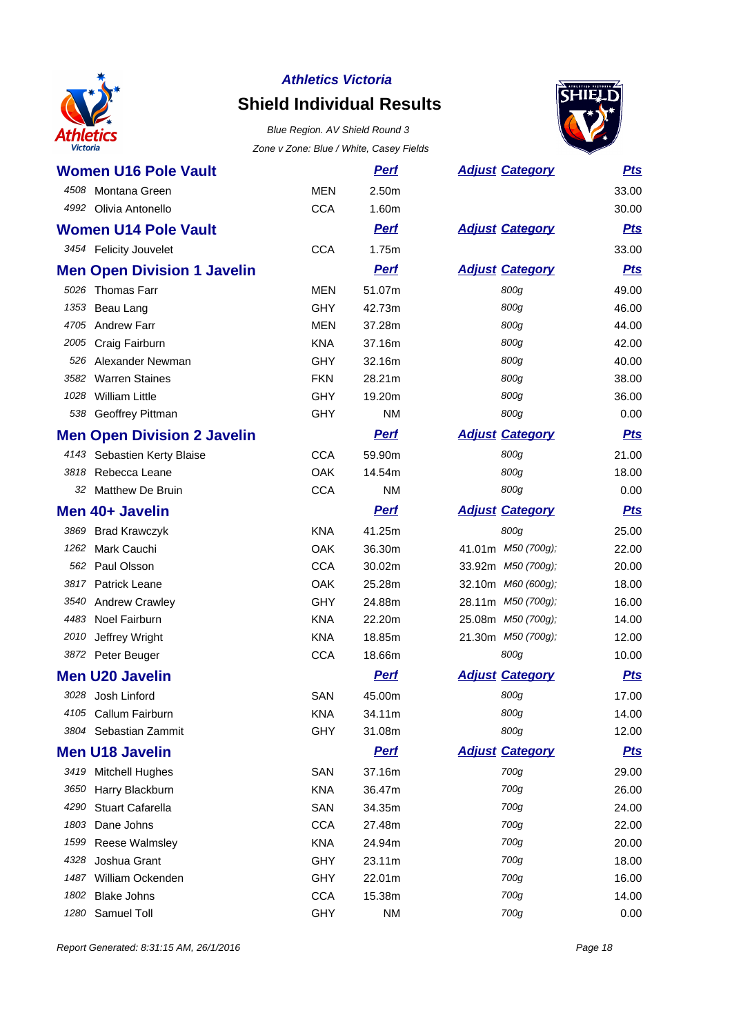*Athletics Victoria*

# Shield Individual Results

*Blue Region. AV Shield Round 3*

*Zone v Zone: Blue / White, Casey Fields*

## Women U16 Pole Vault

| # | Name | Club | Perf | Adjust | Category | Pts |
|---|---|---|---|---|---|---|
| 4508 | Montana Green | MEN | 2.50m | | | 33.00 |
| 4992 | Olivia Antonello | CCA | 1.60m | | | 30.00 |

## Women U14 Pole Vault

| # | Name | Club | Perf | Adjust | Category | Pts |
|---|---|---|---|---|---|---|
| 3454 | Felicity Jouvelet | CCA | 1.75m | | | 33.00 |

## Men Open Division 1 Javelin

| # | Name | Club | Perf | Adjust | Category | Pts |
|---|---|---|---|---|---|---|
| 5026 | Thomas Farr | MEN | 51.07m | | 800g | 49.00 |
| 1353 | Beau Lang | GHY | 42.73m | | 800g | 46.00 |
| 4705 | Andrew Farr | MEN | 37.28m | | 800g | 44.00 |
| 2005 | Craig Fairburn | KNA | 37.16m | | 800g | 42.00 |
| 526 | Alexander Newman | GHY | 32.16m | | 800g | 40.00 |
| 3582 | Warren Staines | FKN | 28.21m | | 800g | 38.00 |
| 1028 | William Little | GHY | 19.20m | | 800g | 36.00 |
| 538 | Geoffrey Pittman | GHY | NM | | 800g | 0.00 |

## Men Open Division 2 Javelin

| # | Name | Club | Perf | Adjust | Category | Pts |
|---|---|---|---|---|---|---|
| 4143 | Sebastien Kerty Blaise | CCA | 59.90m | | 800g | 21.00 |
| 3818 | Rebecca Leane | OAK | 14.54m | | 800g | 18.00 |
| 32 | Matthew De Bruin | CCA | NM | | 800g | 0.00 |

## Men 40+ Javelin

| # | Name | Club | Perf | Adjust | Category | Pts |
|---|---|---|---|---|---|---|
| 3869 | Brad Krawczyk | KNA | 41.25m | | 800g | 25.00 |
| 1262 | Mark Cauchi | OAK | 36.30m | 41.01m | M50 (700g); | 22.00 |
| 562 | Paul Olsson | CCA | 30.02m | 33.92m | M50 (700g); | 20.00 |
| 3817 | Patrick Leane | OAK | 25.28m | 32.10m | M60 (600g); | 18.00 |
| 3540 | Andrew Crawley | GHY | 24.88m | 28.11m | M50 (700g); | 16.00 |
| 4483 | Noel Fairburn | KNA | 22.20m | 25.08m | M50 (700g); | 14.00 |
| 2010 | Jeffrey Wright | KNA | 18.85m | 21.30m | M50 (700g); | 12.00 |
| 3872 | Peter Beuger | CCA | 18.66m | | 800g | 10.00 |

## Men U20 Javelin

| # | Name | Club | Perf | Adjust | Category | Pts |
|---|---|---|---|---|---|---|
| 3028 | Josh Linford | SAN | 45.00m | | 800g | 17.00 |
| 4105 | Callum Fairburn | KNA | 34.11m | | 800g | 14.00 |
| 3804 | Sebastian Zammit | GHY | 31.08m | | 800g | 12.00 |

## Men U18 Javelin

| # | Name | Club | Perf | Adjust | Category | Pts |
|---|---|---|---|---|---|---|
| 3419 | Mitchell Hughes | SAN | 37.16m | | 700g | 29.00 |
| 3650 | Harry Blackburn | KNA | 36.47m | | 700g | 26.00 |
| 4290 | Stuart Cafarella | SAN | 34.35m | | 700g | 24.00 |
| 1803 | Dane Johns | CCA | 27.48m | | 700g | 22.00 |
| 1599 | Reese Walmsley | KNA | 24.94m | | 700g | 20.00 |
| 4328 | Joshua Grant | GHY | 23.11m | | 700g | 18.00 |
| 1487 | William Ockenden | GHY | 22.01m | | 700g | 16.00 |
| 1802 | Blake Johns | CCA | 15.38m | | 700g | 14.00 |
| 1280 | Samuel Toll | GHY | NM | | 700g | 0.00 |

*Report Generated: 8:31:15 AM, 26/1/2016*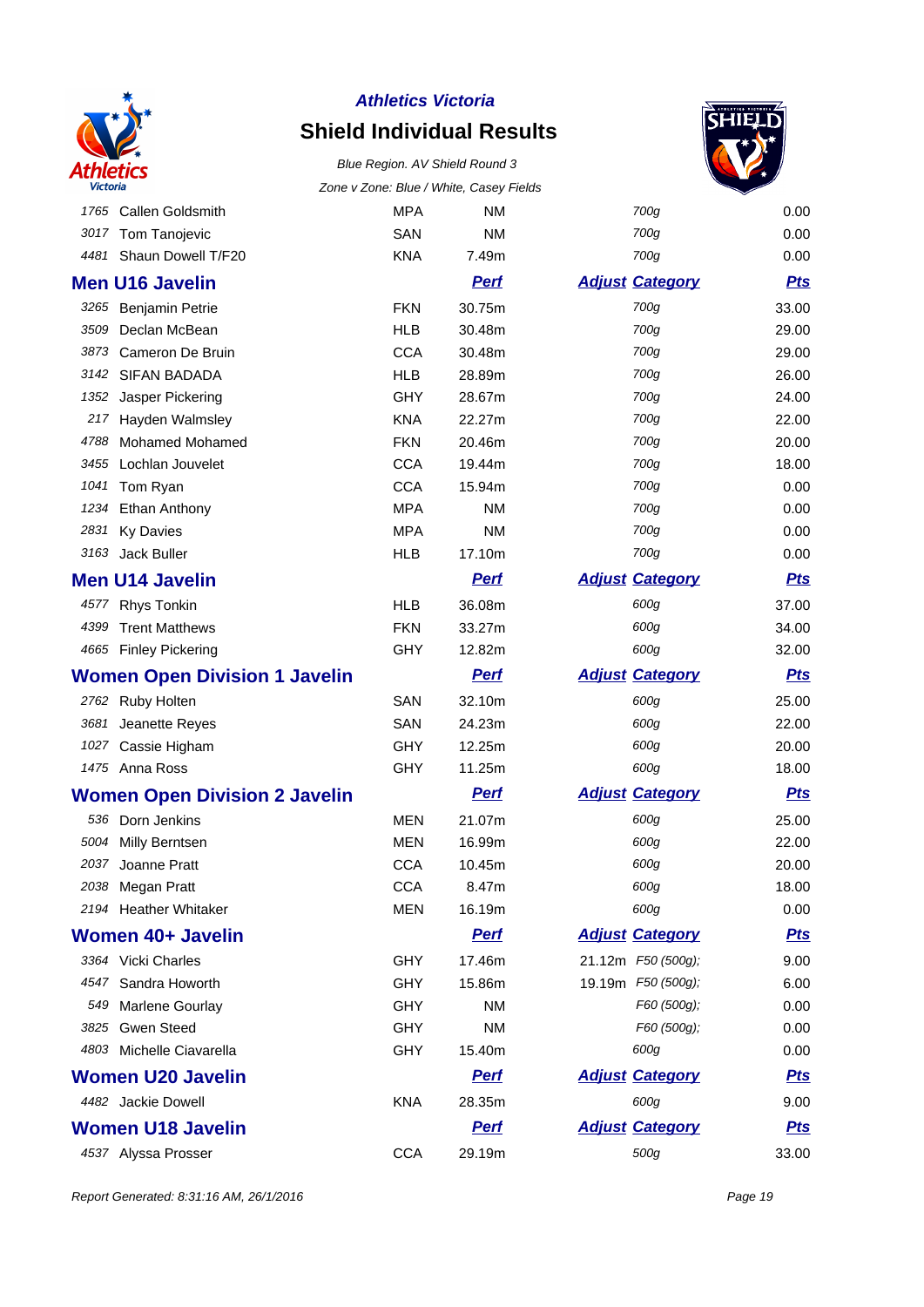| | | | | | |
|---|---|---|---|---|---|
| 1765 | Callen Goldsmith | MPA | NM | 700g | 0.00 |
| 3017 | Tom Tanojevic | SAN | NM | 700g | 0.00 |
| 4481 | Shaun Dowell T/F20 | KNA | 7.49m | 700g | 0.00 |

## Men U16 Javelin

| | | | Perf | Adjust Category | Pts |
|---|---|---|---|---|---|
| 3265 | Benjamin Petrie | FKN | 30.75m | 700g | 33.00 |
| 3509 | Declan McBean | HLB | 30.48m | 700g | 29.00 |
| 3873 | Cameron De Bruin | CCA | 30.48m | 700g | 29.00 |
| 3142 | SIFAN BADADA | HLB | 28.89m | 700g | 26.00 |
| 1352 | Jasper Pickering | GHY | 28.67m | 700g | 24.00 |
| 217 | Hayden Walmsley | KNA | 22.27m | 700g | 22.00 |
| 4788 | Mohamed Mohamed | FKN | 20.46m | 700g | 20.00 |
| 3455 | Lochlan Jouvelet | CCA | 19.44m | 700g | 18.00 |
| 1041 | Tom Ryan | CCA | 15.94m | 700g | 0.00 |
| 1234 | Ethan Anthony | MPA | NM | 700g | 0.00 |
| 2831 | Ky Davies | MPA | NM | 700g | 0.00 |
| 3163 | Jack Buller | HLB | 17.10m | 700g | 0.00 |

## Men U14 Javelin

| | | | Perf | Adjust Category | Pts |
|---|---|---|---|---|---|
| 4577 | Rhys Tonkin | HLB | 36.08m | 600g | 37.00 |
| 4399 | Trent Matthews | FKN | 33.27m | 600g | 34.00 |
| 4665 | Finley Pickering | GHY | 12.82m | 600g | 32.00 |

## Women Open Division 1 Javelin

| | | | Perf | Adjust Category | Pts |
|---|---|---|---|---|---|
| 2762 | Ruby Holten | SAN | 32.10m | 600g | 25.00 |
| 3681 | Jeanette Reyes | SAN | 24.23m | 600g | 22.00 |
| 1027 | Cassie Higham | GHY | 12.25m | 600g | 20.00 |
| 1475 | Anna Ross | GHY | 11.25m | 600g | 18.00 |

## Women Open Division 2 Javelin

| | | | Perf | Adjust Category | Pts |
|---|---|---|---|---|---|
| 536 | Dorn Jenkins | MEN | 21.07m | 600g | 25.00 |
| 5004 | Milly Berntsen | MEN | 16.99m | 600g | 22.00 |
| 2037 | Joanne Pratt | CCA | 10.45m | 600g | 20.00 |
| 2038 | Megan Pratt | CCA | 8.47m | 600g | 18.00 |
| 2194 | Heather Whitaker | MEN | 16.19m | 600g | 0.00 |

## Women 40+ Javelin

| | | | Perf | Adjust | Category | Pts |
|---|---|---|---|---|---|---|
| 3364 | Vicki Charles | GHY | 17.46m | 21.12m | F50 (500g); | 9.00 |
| 4547 | Sandra Howorth | GHY | 15.86m | 19.19m | F50 (500g); | 6.00 |
| 549 | Marlene Gourlay | GHY | NM | | F60 (500g); | 0.00 |
| 3825 | Gwen Steed | GHY | NM | | F60 (500g); | 0.00 |
| 4803 | Michelle Ciavarella | GHY | 15.40m | | 600g | 0.00 |

## Women U20 Javelin

| | | | Perf | Adjust Category | Pts |
|---|---|---|---|---|---|
| 4482 | Jackie Dowell | KNA | 28.35m | 600g | 9.00 |

## Women U18 Javelin

| | | | Perf | Adjust Category | Pts |
|---|---|---|---|---|---|
| 4537 | Alyssa Prosser | CCA | 29.19m | 500g | 33.00 |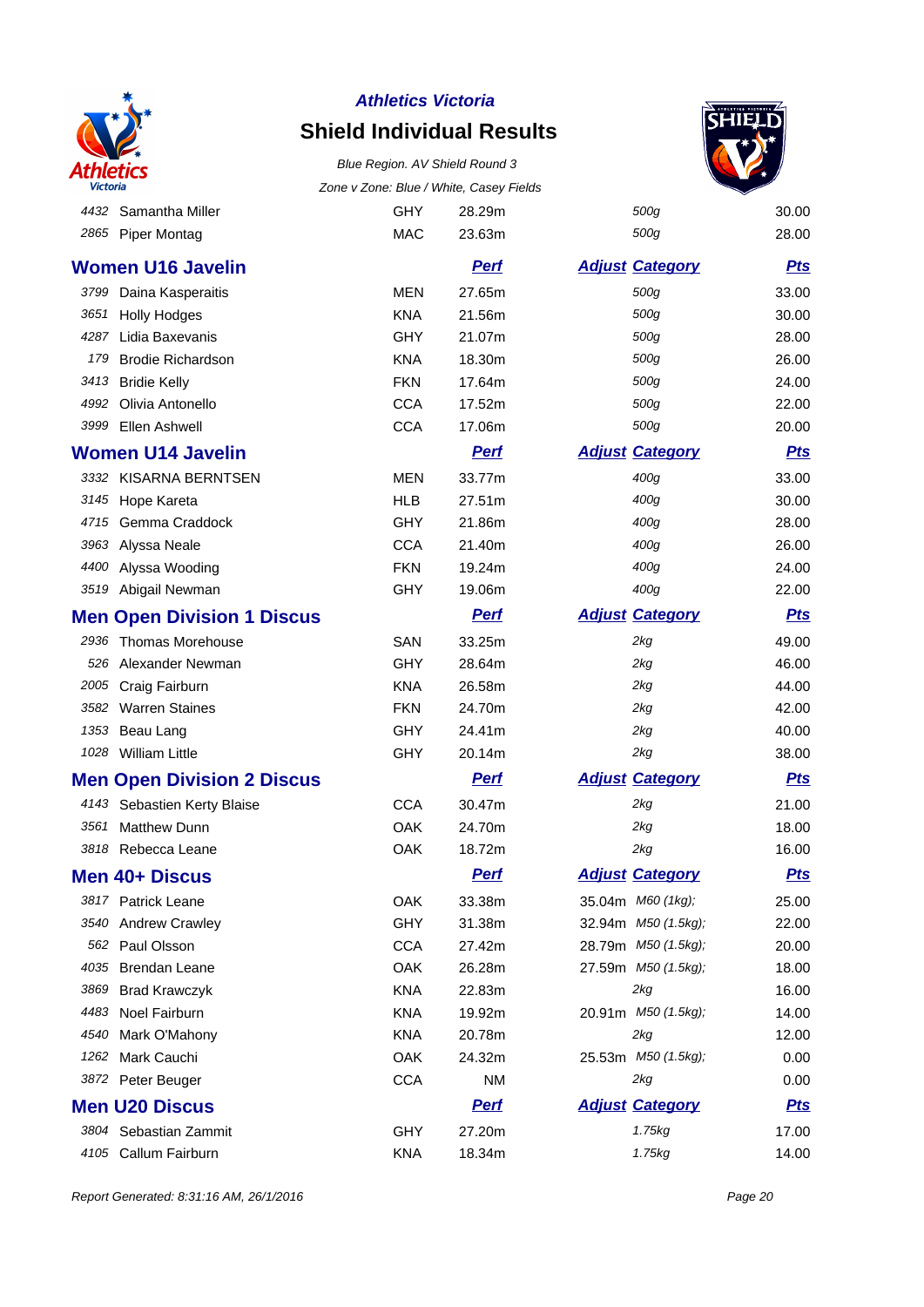*Athletics Victoria*

## Shield Individual Results

*Blue Region. AV Shield Round 3*

*Zone v Zone: Blue / White, Casey Fields*

| | | | | | | |
|---|---|---|---|---|---|---|
| 4432 | Samantha Miller | GHY | 28.29m | | 500g | 30.00 |
| 2865 | Piper Montag | MAC | 23.63m | | 500g | 28.00 |

### Women U16 Javelin

| | | | Perf | Adjust | Category | Pts |
|---|---|---|---|---|---|---|
| 3799 | Daina Kasperaitis | MEN | 27.65m | | 500g | 33.00 |
| 3651 | Holly Hodges | KNA | 21.56m | | 500g | 30.00 |
| 4287 | Lidia Baxevanis | GHY | 21.07m | | 500g | 28.00 |
| 179 | Brodie Richardson | KNA | 18.30m | | 500g | 26.00 |
| 3413 | Bridie Kelly | FKN | 17.64m | | 500g | 24.00 |
| 4992 | Olivia Antonello | CCA | 17.52m | | 500g | 22.00 |
| 3999 | Ellen Ashwell | CCA | 17.06m | | 500g | 20.00 |

### Women U14 Javelin

| | | | Perf | Adjust | Category | Pts |
|---|---|---|---|---|---|---|
| 3332 | KISARNA BERNTSEN | MEN | 33.77m | | 400g | 33.00 |
| 3145 | Hope Kareta | HLB | 27.51m | | 400g | 30.00 |
| 4715 | Gemma Craddock | GHY | 21.86m | | 400g | 28.00 |
| 3963 | Alyssa Neale | CCA | 21.40m | | 400g | 26.00 |
| 4400 | Alyssa Wooding | FKN | 19.24m | | 400g | 24.00 |
| 3519 | Abigail Newman | GHY | 19.06m | | 400g | 22.00 |

### Men Open Division 1 Discus

| | | | Perf | Adjust | Category | Pts |
|---|---|---|---|---|---|---|
| 2936 | Thomas Morehouse | SAN | 33.25m | | 2kg | 49.00 |
| 526 | Alexander Newman | GHY | 28.64m | | 2kg | 46.00 |
| 2005 | Craig Fairburn | KNA | 26.58m | | 2kg | 44.00 |
| 3582 | Warren Staines | FKN | 24.70m | | 2kg | 42.00 |
| 1353 | Beau Lang | GHY | 24.41m | | 2kg | 40.00 |
| 1028 | William Little | GHY | 20.14m | | 2kg | 38.00 |

### Men Open Division 2 Discus

| | | | Perf | Adjust | Category | Pts |
|---|---|---|---|---|---|---|
| 4143 | Sebastien Kerty Blaise | CCA | 30.47m | | 2kg | 21.00 |
| 3561 | Matthew Dunn | OAK | 24.70m | | 2kg | 18.00 |
| 3818 | Rebecca Leane | OAK | 18.72m | | 2kg | 16.00 |

### Men 40+ Discus

| | | | Perf | Adjust | Category | Pts |
|---|---|---|---|---|---|---|
| 3817 | Patrick Leane | OAK | 33.38m | 35.04m | M60 (1kg); | 25.00 |
| 3540 | Andrew Crawley | GHY | 31.38m | 32.94m | M50 (1.5kg); | 22.00 |
| 562 | Paul Olsson | CCA | 27.42m | 28.79m | M50 (1.5kg); | 20.00 |
| 4035 | Brendan Leane | OAK | 26.28m | 27.59m | M50 (1.5kg); | 18.00 |
| 3869 | Brad Krawczyk | KNA | 22.83m | | 2kg | 16.00 |
| 4483 | Noel Fairburn | KNA | 19.92m | 20.91m | M50 (1.5kg); | 14.00 |
| 4540 | Mark O'Mahony | KNA | 20.78m | | 2kg | 12.00 |
| 1262 | Mark Cauchi | OAK | 24.32m | 25.53m | M50 (1.5kg); | 0.00 |
| 3872 | Peter Beuger | CCA | NM | | 2kg | 0.00 |

### Men U20 Discus

| | | | Perf | Adjust | Category | Pts |
|---|---|---|---|---|---|---|
| 3804 | Sebastian Zammit | GHY | 27.20m | | 1.75kg | 17.00 |
| 4105 | Callum Fairburn | KNA | 18.34m | | 1.75kg | 14.00 |

*Report Generated: 8:31:16 AM, 26/1/2016*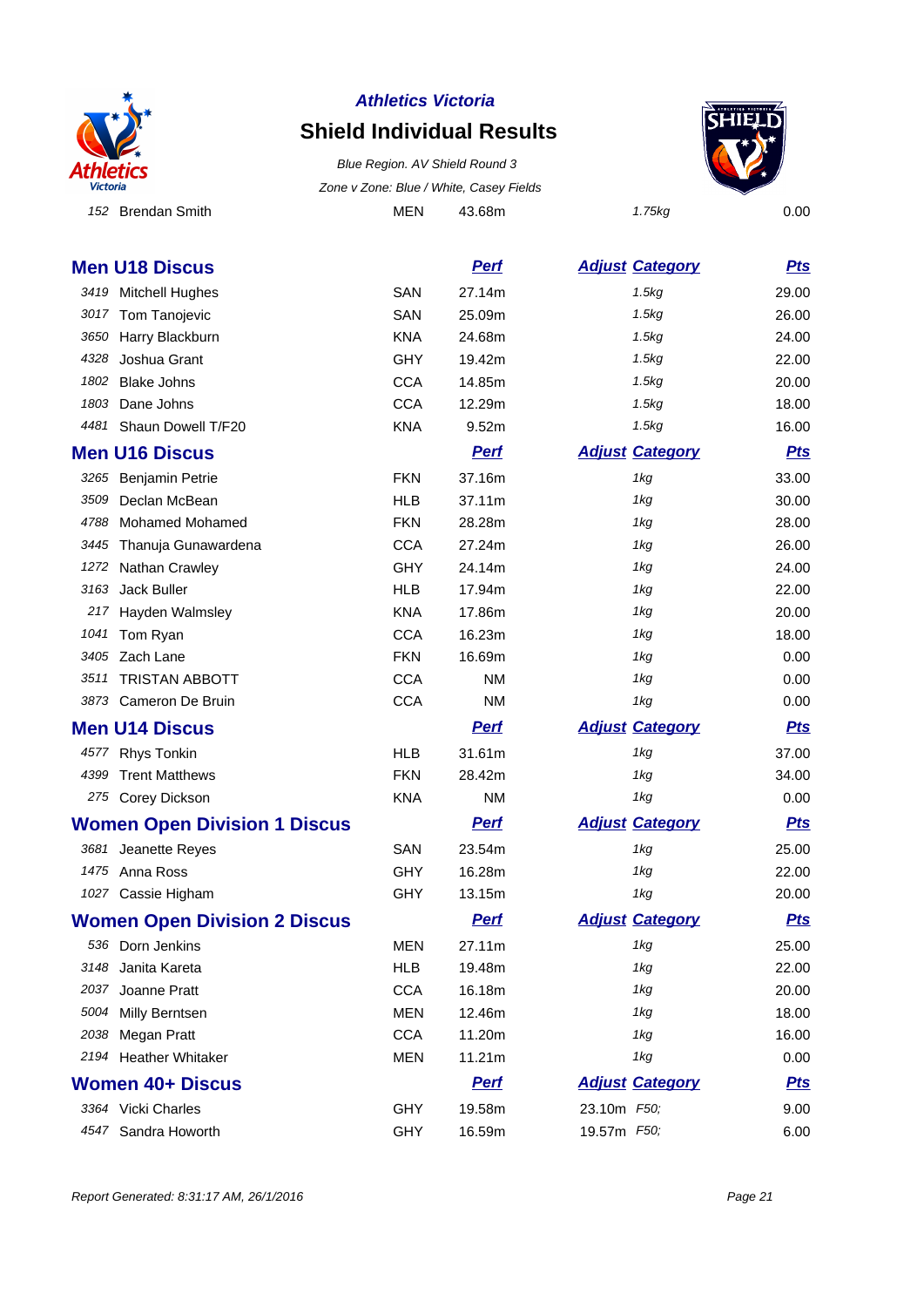| | | | | | |
|---|---|---|---|---|---|
| 152 | Brendan Smith | MEN | 43.68m | 1.75kg | 0.00 |

## Men U18 Discus

| | | | Perf | Adjust Category | Pts |
|---|---|---|---|---|---|
| 3419 | Mitchell Hughes | SAN | 27.14m | 1.5kg | 29.00 |
| 3017 | Tom Tanojevic | SAN | 25.09m | 1.5kg | 26.00 |
| 3650 | Harry Blackburn | KNA | 24.68m | 1.5kg | 24.00 |
| 4328 | Joshua Grant | GHY | 19.42m | 1.5kg | 22.00 |
| 1802 | Blake Johns | CCA | 14.85m | 1.5kg | 20.00 |
| 1803 | Dane Johns | CCA | 12.29m | 1.5kg | 18.00 |
| 4481 | Shaun Dowell T/F20 | KNA | 9.52m | 1.5kg | 16.00 |

## Men U16 Discus

| | | | Perf | Adjust Category | Pts |
|---|---|---|---|---|---|
| 3265 | Benjamin Petrie | FKN | 37.16m | 1kg | 33.00 |
| 3509 | Declan McBean | HLB | 37.11m | 1kg | 30.00 |
| 4788 | Mohamed Mohamed | FKN | 28.28m | 1kg | 28.00 |
| 3445 | Thanuja Gunawardena | CCA | 27.24m | 1kg | 26.00 |
| 1272 | Nathan Crawley | GHY | 24.14m | 1kg | 24.00 |
| 3163 | Jack Buller | HLB | 17.94m | 1kg | 22.00 |
| 217 | Hayden Walmsley | KNA | 17.86m | 1kg | 20.00 |
| 1041 | Tom Ryan | CCA | 16.23m | 1kg | 18.00 |
| 3405 | Zach Lane | FKN | 16.69m | 1kg | 0.00 |
| 3511 | TRISTAN ABBOTT | CCA | NM | 1kg | 0.00 |
| 3873 | Cameron De Bruin | CCA | NM | 1kg | 0.00 |

## Men U14 Discus

| | | | Perf | Adjust Category | Pts |
|---|---|---|---|---|---|
| 4577 | Rhys Tonkin | HLB | 31.61m | 1kg | 37.00 |
| 4399 | Trent Matthews | FKN | 28.42m | 1kg | 34.00 |
| 275 | Corey Dickson | KNA | NM | 1kg | 0.00 |

## Women Open Division 1 Discus

| | | | Perf | Adjust Category | Pts |
|---|---|---|---|---|---|
| 3681 | Jeanette Reyes | SAN | 23.54m | 1kg | 25.00 |
| 1475 | Anna Ross | GHY | 16.28m | 1kg | 22.00 |
| 1027 | Cassie Higham | GHY | 13.15m | 1kg | 20.00 |

## Women Open Division 2 Discus

| | | | Perf | Adjust Category | Pts |
|---|---|---|---|---|---|
| 536 | Dorn Jenkins | MEN | 27.11m | 1kg | 25.00 |
| 3148 | Janita Kareta | HLB | 19.48m | 1kg | 22.00 |
| 2037 | Joanne Pratt | CCA | 16.18m | 1kg | 20.00 |
| 5004 | Milly Berntsen | MEN | 12.46m | 1kg | 18.00 |
| 2038 | Megan Pratt | CCA | 11.20m | 1kg | 16.00 |
| 2194 | Heather Whitaker | MEN | 11.21m | 1kg | 0.00 |

## Women 40+ Discus

| | | | Perf | Adjust Category | Pts |
|---|---|---|---|---|---|
| 3364 | Vicki Charles | GHY | 19.58m | 23.10m F50; | 9.00 |
| 4547 | Sandra Howorth | GHY | 16.59m | 19.57m F50; | 6.00 |

*Report Generated: 8:31:17 AM, 26/1/2016*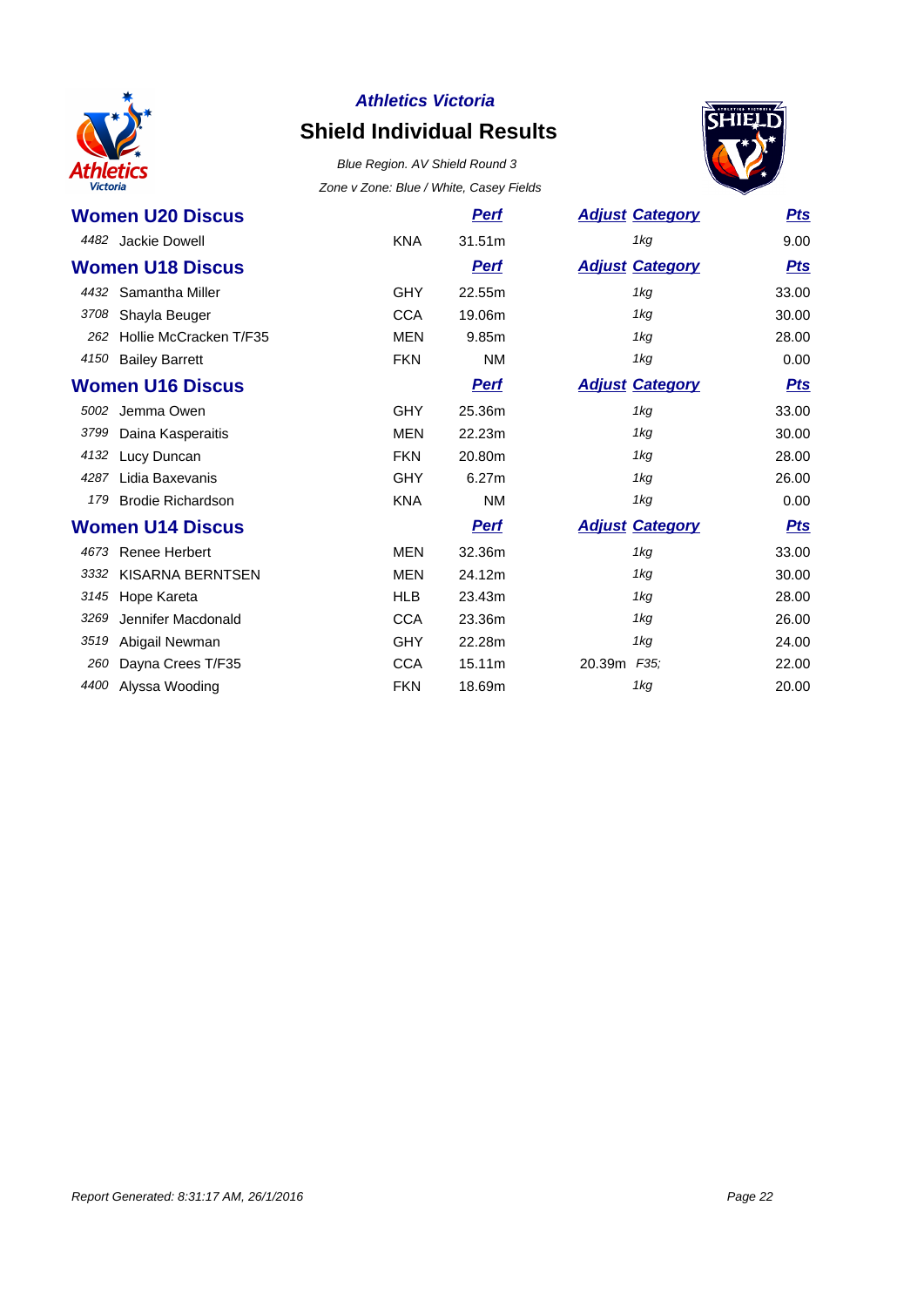*Athletics Victoria*

# Shield Individual Results

*Blue Region. AV Shield Round 3*

*Zone v Zone: Blue / White, Casey Fields*

## Women U20 Discus

| | | | Perf | Adjust | Category | Pts |
|---|---|---|---|---|---|---|
| 4482 | Jackie Dowell | KNA | 31.51m | | 1kg | 9.00 |

## Women U18 Discus

| | | | Perf | Adjust | Category | Pts |
|---|---|---|---|---|---|---|
| 4432 | Samantha Miller | GHY | 22.55m | | 1kg | 33.00 |
| 3708 | Shayla Beuger | CCA | 19.06m | | 1kg | 30.00 |
| 262 | Hollie McCracken T/F35 | MEN | 9.85m | | 1kg | 28.00 |
| 4150 | Bailey Barrett | FKN | NM | | 1kg | 0.00 |

## Women U16 Discus

| | | | Perf | Adjust | Category | Pts |
|---|---|---|---|---|---|---|
| 5002 | Jemma Owen | GHY | 25.36m | | 1kg | 33.00 |
| 3799 | Daina Kasperaitis | MEN | 22.23m | | 1kg | 30.00 |
| 4132 | Lucy Duncan | FKN | 20.80m | | 1kg | 28.00 |
| 4287 | Lidia Baxevanis | GHY | 6.27m | | 1kg | 26.00 |
| 179 | Brodie Richardson | KNA | NM | | 1kg | 0.00 |

## Women U14 Discus

| | | | Perf | Adjust | Category | Pts |
|---|---|---|---|---|---|---|
| 4673 | Renee Herbert | MEN | 32.36m | | 1kg | 33.00 |
| 3332 | KISARNA BERNTSEN | MEN | 24.12m | | 1kg | 30.00 |
| 3145 | Hope Kareta | HLB | 23.43m | | 1kg | 28.00 |
| 3269 | Jennifer Macdonald | CCA | 23.36m | | 1kg | 26.00 |
| 3519 | Abigail Newman | GHY | 22.28m | | 1kg | 24.00 |
| 260 | Dayna Crees T/F35 | CCA | 15.11m | 20.39m | F35; | 22.00 |
| 4400 | Alyssa Wooding | FKN | 18.69m | | 1kg | 20.00 |

*Report Generated: 8:31:17 AM, 26/1/2016*